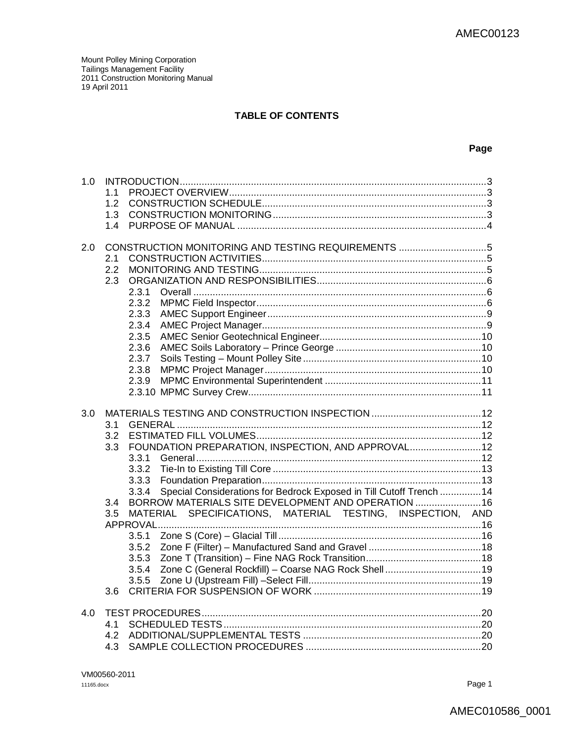Mount Polley Mining Corporation
Tailings Management Facility
2011 Construction Monitoring Manual
19 April 2011

## TABLE OF CONTENTS

| | | Page |
|---|---|---|
| 1.0 | INTRODUCTION | 3 |
| 1.1 | PROJECT OVERVIEW | 3 |
| 1.2 | CONSTRUCTION SCHEDULE | 3 |
| 1.3 | CONSTRUCTION MONITORING | 3 |
| 1.4 | PURPOSE OF MANUAL | 4 |
| 2.0 | CONSTRUCTION MONITORING AND TESTING REQUIREMENTS | 5 |
| 2.1 | CONSTRUCTION ACTIVITIES | 5 |
| 2.2 | MONITORING AND TESTING | 5 |
| 2.3 | ORGANIZATION AND RESPONSIBILITIES | 6 |
| 2.3.1 | Overall | 6 |
| 2.3.2 | MPMC Field Inspector | 6 |
| 2.3.3 | AMEC Support Engineer | 9 |
| 2.3.4 | AMEC Project Manager | 9 |
| 2.3.5 | AMEC Senior Geotechnical Engineer | 10 |
| 2.3.6 | AMEC Soils Laboratory – Prince George | 10 |
| 2.3.7 | Soils Testing – Mount Polley Site | 10 |
| 2.3.8 | MPMC Project Manager | 10 |
| 2.3.9 | MPMC Environmental Superintendent | 11 |
| 2.3.10 | MPMC Survey Crew | 11 |
| 3.0 | MATERIALS TESTING AND CONSTRUCTION INSPECTION | 12 |
| 3.1 | GENERAL | 12 |
| 3.2 | ESTIMATED FILL VOLUMES | 12 |
| 3.3 | FOUNDATION PREPARATION, INSPECTION, AND APPROVAL | 12 |
| 3.3.1 | General | 12 |
| 3.3.2 | Tie-In to Existing Till Core | 13 |
| 3.3.3 | Foundation Preparation | 13 |
| 3.3.4 | Special Considerations for Bedrock Exposed in Till Cutoff Trench | 14 |
| 3.4 | BORROW MATERIALS SITE DEVELOPMENT AND OPERATION | 16 |
| 3.5 | MATERIAL SPECIFICATIONS, MATERIAL TESTING, INSPECTION, AND APPROVAL | 16 |
| 3.5.1 | Zone S (Core) – Glacial Till | 16 |
| 3.5.2 | Zone F (Filter) – Manufactured Sand and Gravel | 18 |
| 3.5.3 | Zone T (Transition) – Fine NAG Rock Transition | 18 |
| 3.5.4 | Zone C (General Rockfill) – Coarse NAG Rock Shell | 19 |
| 3.5.5 | Zone U (Upstream Fill) –Select Fill | 19 |
| 3.6 | CRITERIA FOR SUSPENSION OF WORK | 19 |
| 4.0 | TEST PROCEDURES | 20 |
| 4.1 | SCHEDULED TESTS | 20 |
| 4.2 | ADDITIONAL/SUPPLEMENTAL TESTS | 20 |
| 4.3 | SAMPLE COLLECTION PROCEDURES | 20 |

VM00560-2011
11165.docx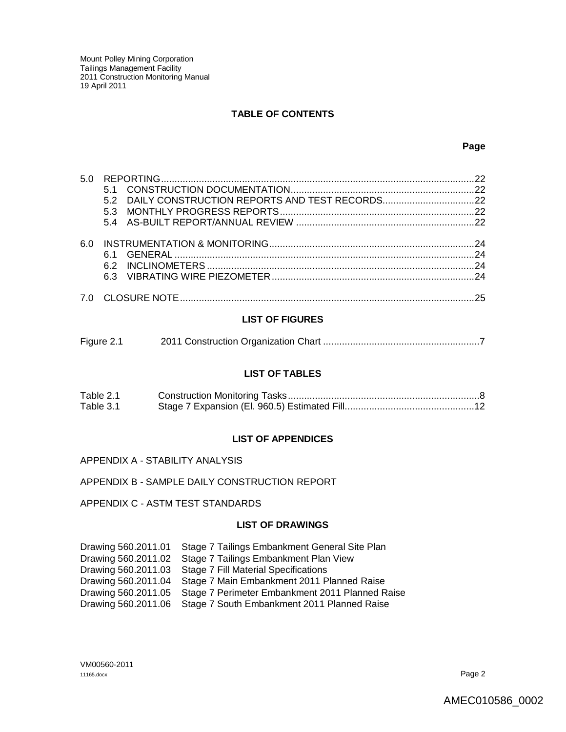## TABLE OF CONTENTS

**Page**

5.0 REPORTING....22
- 5.1 CONSTRUCTION DOCUMENTATION....22
- 5.2 DAILY CONSTRUCTION REPORTS AND TEST RECORDS....22
- 5.3 MONTHLY PROGRESS REPORTS....22
- 5.4 AS-BUILT REPORT/ANNUAL REVIEW....22

6.0 INSTRUMENTATION & MONITORING....24
- 6.1 GENERAL....24
- 6.2 INCLINOMETERS....24
- 6.3 VIBRATING WIRE PIEZOMETER....24

7.0 CLOSURE NOTE....25

## LIST OF FIGURES

Figure 2.1 2011 Construction Organization Chart....7

## LIST OF TABLES

Table 2.1 Construction Monitoring Tasks....8

Table 3.1 Stage 7 Expansion (El. 960.5) Estimated Fill....12

## LIST OF APPENDICES

APPENDIX A - STABILITY ANALYSIS

APPENDIX B - SAMPLE DAILY CONSTRUCTION REPORT

APPENDIX C - ASTM TEST STANDARDS

## LIST OF DRAWINGS

Drawing 560.2011.01 Stage 7 Tailings Embankment General Site Plan
Drawing 560.2011.02 Stage 7 Tailings Embankment Plan View
Drawing 560.2011.03 Stage 7 Fill Material Specifications
Drawing 560.2011.04 Stage 7 Main Embankment 2011 Planned Raise
Drawing 560.2011.05 Stage 7 Perimeter Embankment 2011 Planned Raise
Drawing 560.2011.06 Stage 7 South Embankment 2011 Planned Raise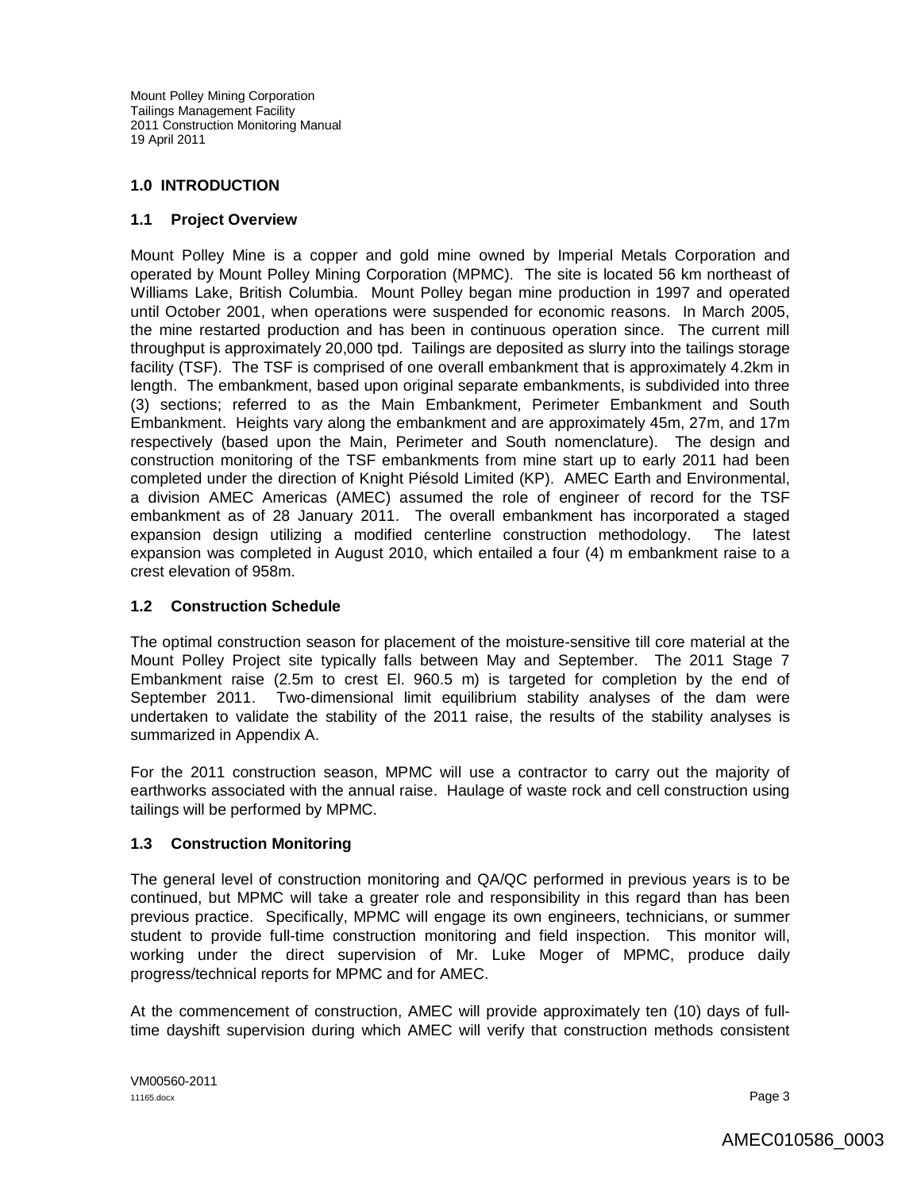## 1.0 INTRODUCTION

### 1.1 Project Overview

Mount Polley Mine is a copper and gold mine owned by Imperial Metals Corporation and operated by Mount Polley Mining Corporation (MPMC). The site is located 56 km northeast of Williams Lake, British Columbia. Mount Polley began mine production in 1997 and operated until October 2001, when operations were suspended for economic reasons. In March 2005, the mine restarted production and has been in continuous operation since. The current mill throughput is approximately 20,000 tpd. Tailings are deposited as slurry into the tailings storage facility (TSF). The TSF is comprised of one overall embankment that is approximately 4.2km in length. The embankment, based upon original separate embankments, is subdivided into three (3) sections; referred to as the Main Embankment, Perimeter Embankment and South Embankment. Heights vary along the embankment and are approximately 45m, 27m, and 17m respectively (based upon the Main, Perimeter and South nomenclature). The design and construction monitoring of the TSF embankments from mine start up to early 2011 had been completed under the direction of Knight Piésold Limited (KP). AMEC Earth and Environmental, a division AMEC Americas (AMEC) assumed the role of engineer of record for the TSF embankment as of 28 January 2011. The overall embankment has incorporated a staged expansion design utilizing a modified centerline construction methodology. The latest expansion was completed in August 2010, which entailed a four (4) m embankment raise to a crest elevation of 958m.

### 1.2 Construction Schedule

The optimal construction season for placement of the moisture-sensitive till core material at the Mount Polley Project site typically falls between May and September. The 2011 Stage 7 Embankment raise (2.5m to crest El. 960.5 m) is targeted for completion by the end of September 2011. Two-dimensional limit equilibrium stability analyses of the dam were undertaken to validate the stability of the 2011 raise, the results of the stability analyses is summarized in Appendix A.

For the 2011 construction season, MPMC will use a contractor to carry out the majority of earthworks associated with the annual raise. Haulage of waste rock and cell construction using tailings will be performed by MPMC.

### 1.3 Construction Monitoring

The general level of construction monitoring and QA/QC performed in previous years is to be continued, but MPMC will take a greater role and responsibility in this regard than has been previous practice. Specifically, MPMC will engage its own engineers, technicians, or summer student to provide full-time construction monitoring and field inspection. This monitor will, working under the direct supervision of Mr. Luke Moger of MPMC, produce daily progress/technical reports for MPMC and for AMEC.

At the commencement of construction, AMEC will provide approximately ten (10) days of full-time dayshift supervision during which AMEC will verify that construction methods consistent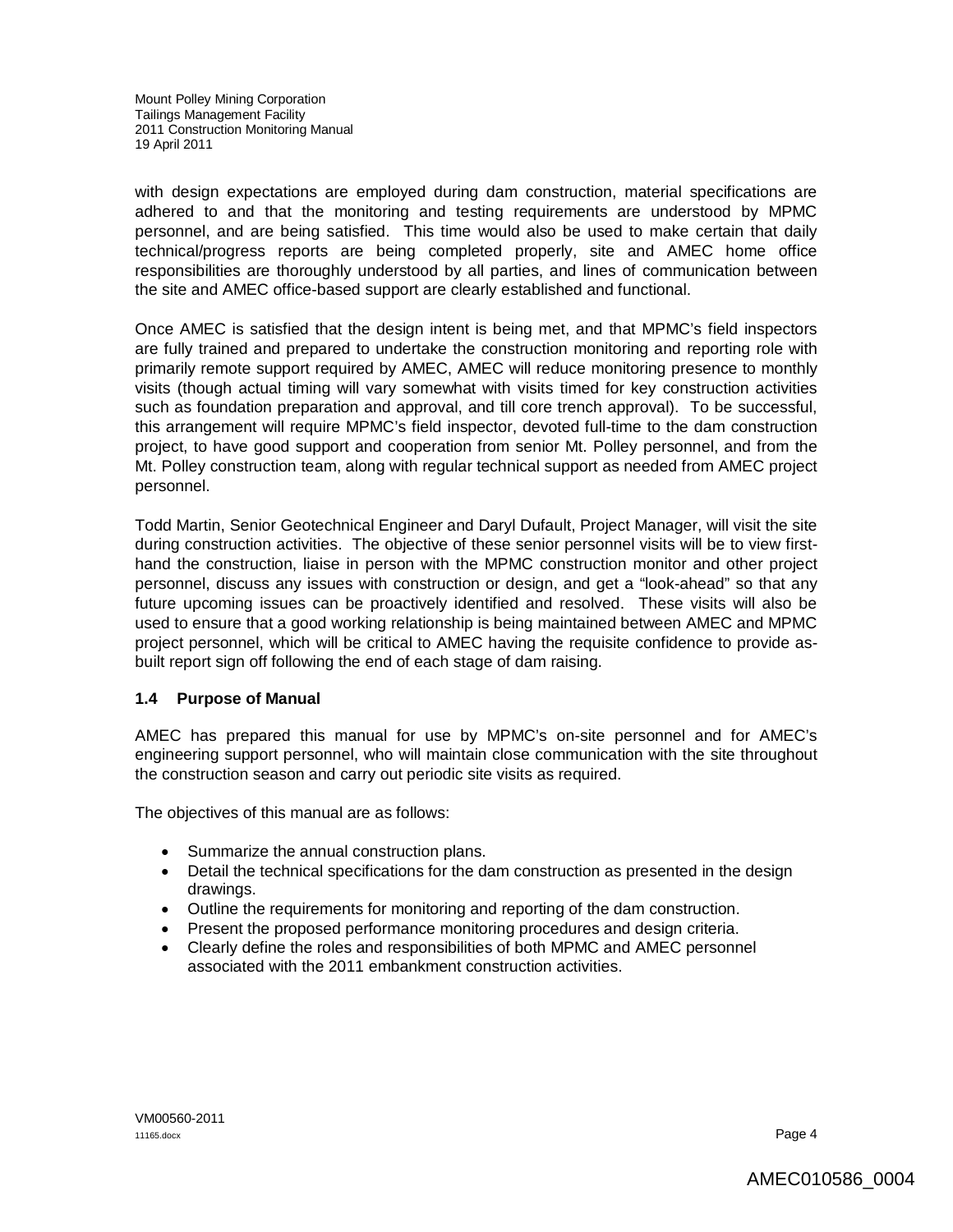with design expectations are employed during dam construction, material specifications are adhered to and that the monitoring and testing requirements are understood by MPMC personnel, and are being satisfied. This time would also be used to make certain that daily technical/progress reports are being completed properly, site and AMEC home office responsibilities are thoroughly understood by all parties, and lines of communication between the site and AMEC office-based support are clearly established and functional.

Once AMEC is satisfied that the design intent is being met, and that MPMC's field inspectors are fully trained and prepared to undertake the construction monitoring and reporting role with primarily remote support required by AMEC, AMEC will reduce monitoring presence to monthly visits (though actual timing will vary somewhat with visits timed for key construction activities such as foundation preparation and approval, and till core trench approval). To be successful, this arrangement will require MPMC's field inspector, devoted full-time to the dam construction project, to have good support and cooperation from senior Mt. Polley personnel, and from the Mt. Polley construction team, along with regular technical support as needed from AMEC project personnel.

Todd Martin, Senior Geotechnical Engineer and Daryl Dufault, Project Manager, will visit the site during construction activities. The objective of these senior personnel visits will be to view first-hand the construction, liaise in person with the MPMC construction monitor and other project personnel, discuss any issues with construction or design, and get a "look-ahead" so that any future upcoming issues can be proactively identified and resolved. These visits will also be used to ensure that a good working relationship is being maintained between AMEC and MPMC project personnel, which will be critical to AMEC having the requisite confidence to provide as-built report sign off following the end of each stage of dam raising.

### 1.4 Purpose of Manual

AMEC has prepared this manual for use by MPMC's on-site personnel and for AMEC's engineering support personnel, who will maintain close communication with the site throughout the construction season and carry out periodic site visits as required.

The objectives of this manual are as follows:

- Summarize the annual construction plans.
- Detail the technical specifications for the dam construction as presented in the design drawings.
- Outline the requirements for monitoring and reporting of the dam construction.
- Present the proposed performance monitoring procedures and design criteria.
- Clearly define the roles and responsibilities of both MPMC and AMEC personnel associated with the 2011 embankment construction activities.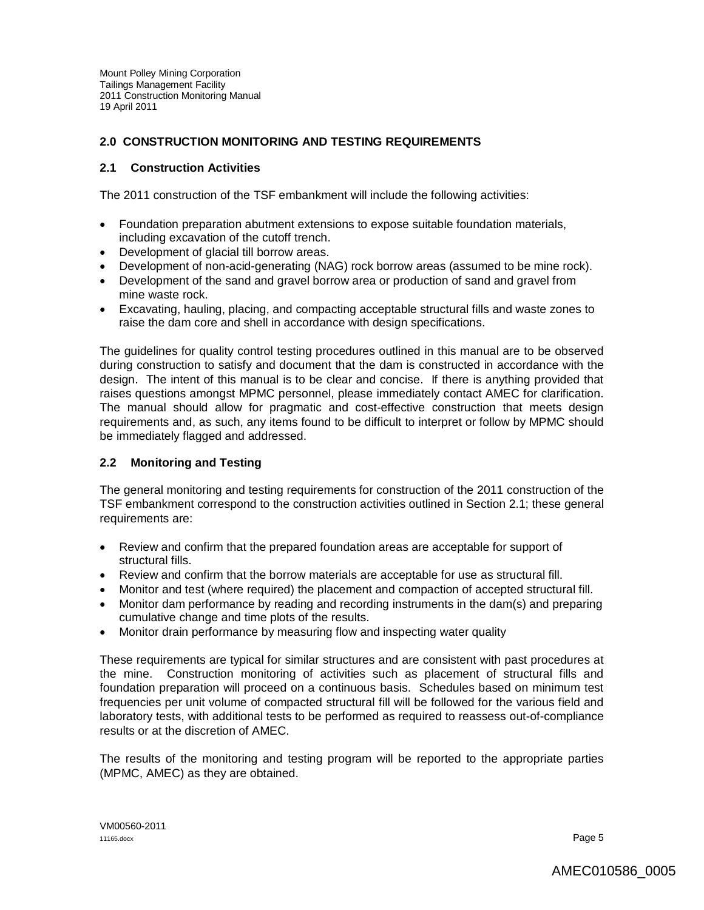## 2.0 CONSTRUCTION MONITORING AND TESTING REQUIREMENTS

### 2.1 Construction Activities

The 2011 construction of the TSF embankment will include the following activities:

- Foundation preparation abutment extensions to expose suitable foundation materials, including excavation of the cutoff trench.
- Development of glacial till borrow areas.
- Development of non-acid-generating (NAG) rock borrow areas (assumed to be mine rock).
- Development of the sand and gravel borrow area or production of sand and gravel from mine waste rock.
- Excavating, hauling, placing, and compacting acceptable structural fills and waste zones to raise the dam core and shell in accordance with design specifications.

The guidelines for quality control testing procedures outlined in this manual are to be observed during construction to satisfy and document that the dam is constructed in accordance with the design. The intent of this manual is to be clear and concise. If there is anything provided that raises questions amongst MPMC personnel, please immediately contact AMEC for clarification. The manual should allow for pragmatic and cost-effective construction that meets design requirements and, as such, any items found to be difficult to interpret or follow by MPMC should be immediately flagged and addressed.

### 2.2 Monitoring and Testing

The general monitoring and testing requirements for construction of the 2011 construction of the TSF embankment correspond to the construction activities outlined in Section 2.1; these general requirements are:

- Review and confirm that the prepared foundation areas are acceptable for support of structural fills.
- Review and confirm that the borrow materials are acceptable for use as structural fill.
- Monitor and test (where required) the placement and compaction of accepted structural fill.
- Monitor dam performance by reading and recording instruments in the dam(s) and preparing cumulative change and time plots of the results.
- Monitor drain performance by measuring flow and inspecting water quality

These requirements are typical for similar structures and are consistent with past procedures at the mine. Construction monitoring of activities such as placement of structural fills and foundation preparation will proceed on a continuous basis. Schedules based on minimum test frequencies per unit volume of compacted structural fill will be followed for the various field and laboratory tests, with additional tests to be performed as required to reassess out-of-compliance results or at the discretion of AMEC.

The results of the monitoring and testing program will be reported to the appropriate parties (MPMC, AMEC) as they are obtained.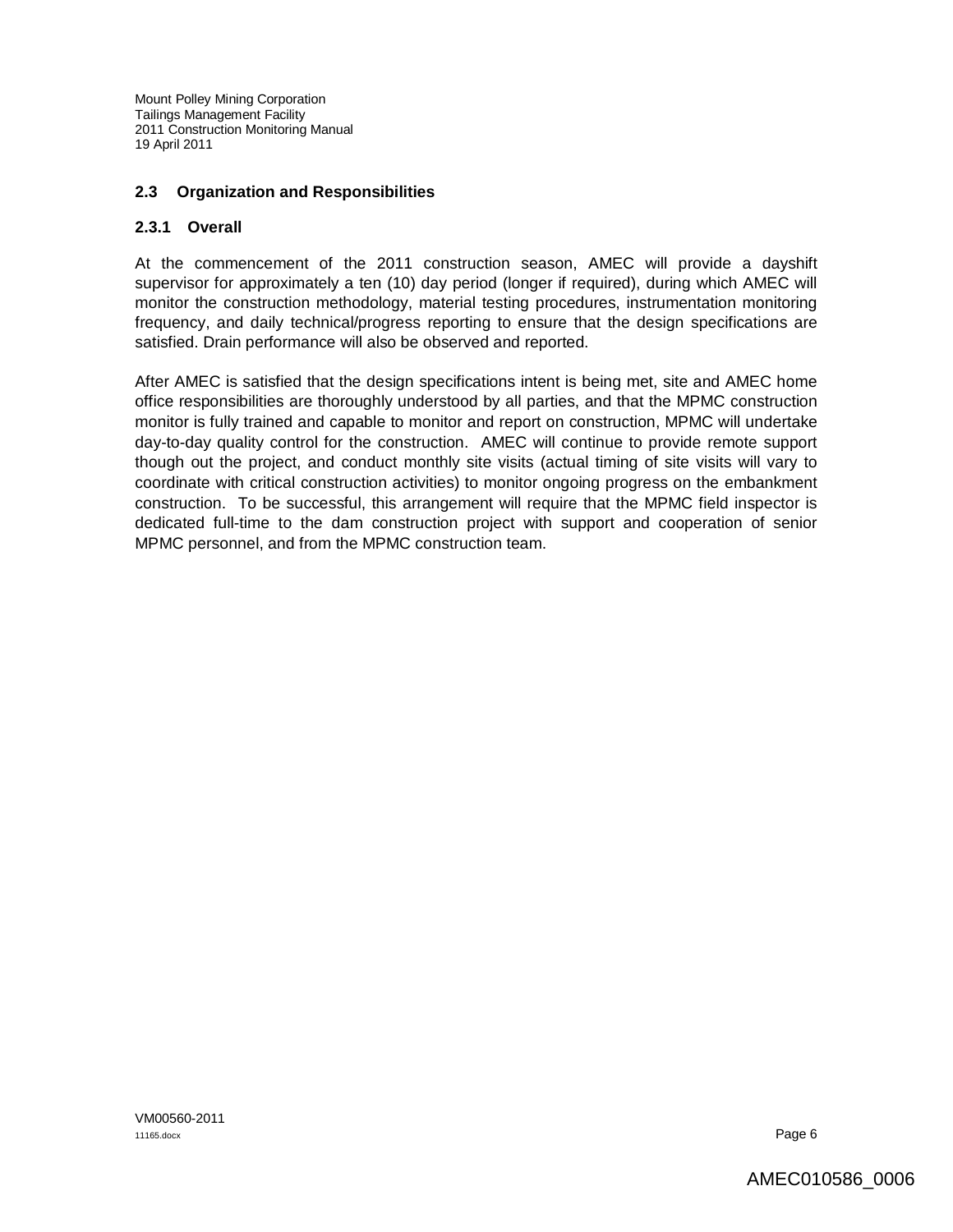## 2.3 Organization and Responsibilities

### 2.3.1 Overall

At the commencement of the 2011 construction season, AMEC will provide a dayshift supervisor for approximately a ten (10) day period (longer if required), during which AMEC will monitor the construction methodology, material testing procedures, instrumentation monitoring frequency, and daily technical/progress reporting to ensure that the design specifications are satisfied. Drain performance will also be observed and reported.

After AMEC is satisfied that the design specifications intent is being met, site and AMEC home office responsibilities are thoroughly understood by all parties, and that the MPMC construction monitor is fully trained and capable to monitor and report on construction, MPMC will undertake day-to-day quality control for the construction. AMEC will continue to provide remote support though out the project, and conduct monthly site visits (actual timing of site visits will vary to coordinate with critical construction activities) to monitor ongoing progress on the embankment construction. To be successful, this arrangement will require that the MPMC field inspector is dedicated full-time to the dam construction project with support and cooperation of senior MPMC personnel, and from the MPMC construction team.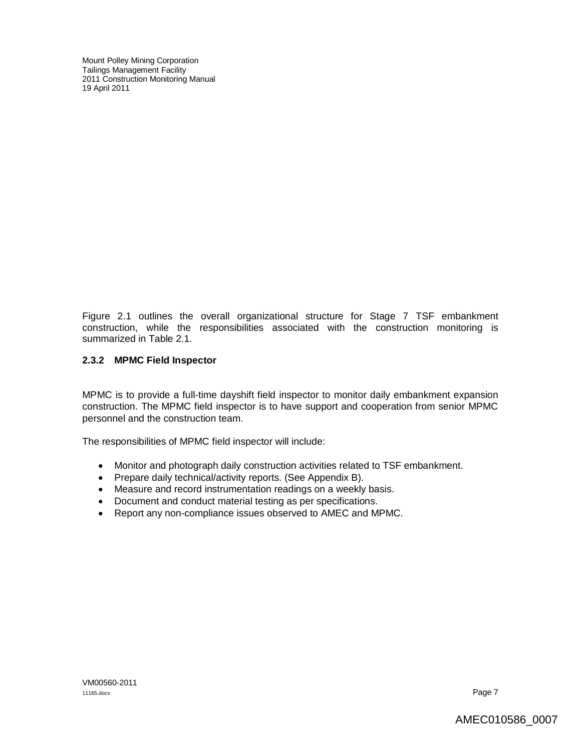Figure 2.1 outlines the overall organizational structure for Stage 7 TSF embankment construction, while the responsibilities associated with the construction monitoring is summarized in Table 2.1.

### 2.3.2 MPMC Field Inspector

MPMC is to provide a full-time dayshift field inspector to monitor daily embankment expansion construction. The MPMC field inspector is to have support and cooperation from senior MPMC personnel and the construction team.

The responsibilities of MPMC field inspector will include:

- Monitor and photograph daily construction activities related to TSF embankment.
- Prepare daily technical/activity reports. (See Appendix B).
- Measure and record instrumentation readings on a weekly basis.
- Document and conduct material testing as per specifications.
- Report any non-compliance issues observed to AMEC and MPMC.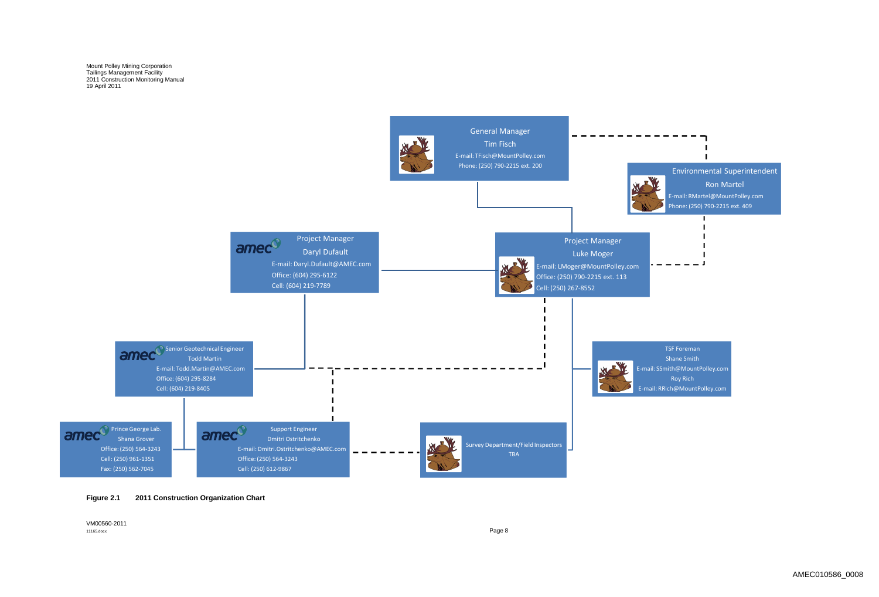Mount Polley Mining Corporation
Tailings Management Facility
2011 Construction Monitoring Manual
19 April 2011

General Manager
Tim Fisch
E-mail: TFisch@MountPolley.com
Phone: (250) 790-2215 ext. 200

Environmental Superintendent
Ron Martel
E-mail: RMartel@MountPolley.com
Phone: (250) 790-2215 ext. 409

Project Manager
Daryl Dufault
E-mail: Daryl.Dufault@AMEC.com
Office: (604) 295-6122
Cell: (604) 219-7789

Project Manager
Luke Moger
E-mail: LMoger@MountPolley.com
Office: (250) 790-2215 ext. 113
Cell: (250) 267-8552

Senior Geotechnical Engineer
Todd Martin
E-mail: Todd.Martin@AMEC.com
Office: (604) 295-8284
Cell: (604) 219-8405

TSF Foreman
Shane Smith
E-mail: SSmith@MountPolley.com
Roy Rich
E-mail: RRich@MountPolley.com

Prince George Lab.
Shana Grover
Office: (250) 564-3243
Cell: (250) 961-1351
Fax: (250) 562-7045

Support Engineer
Dmitri Ostritchenko
E-mail: Dmitri.Ostritchenko@AMEC.com
Office: (250) 564-3243
Cell: (250) 612-9867

Survey Department/Field Inspectors
TBA

**Figure 2.1 2011 Construction Organization Chart**

VM00560-2011
11165.docx

AMEC010586_0008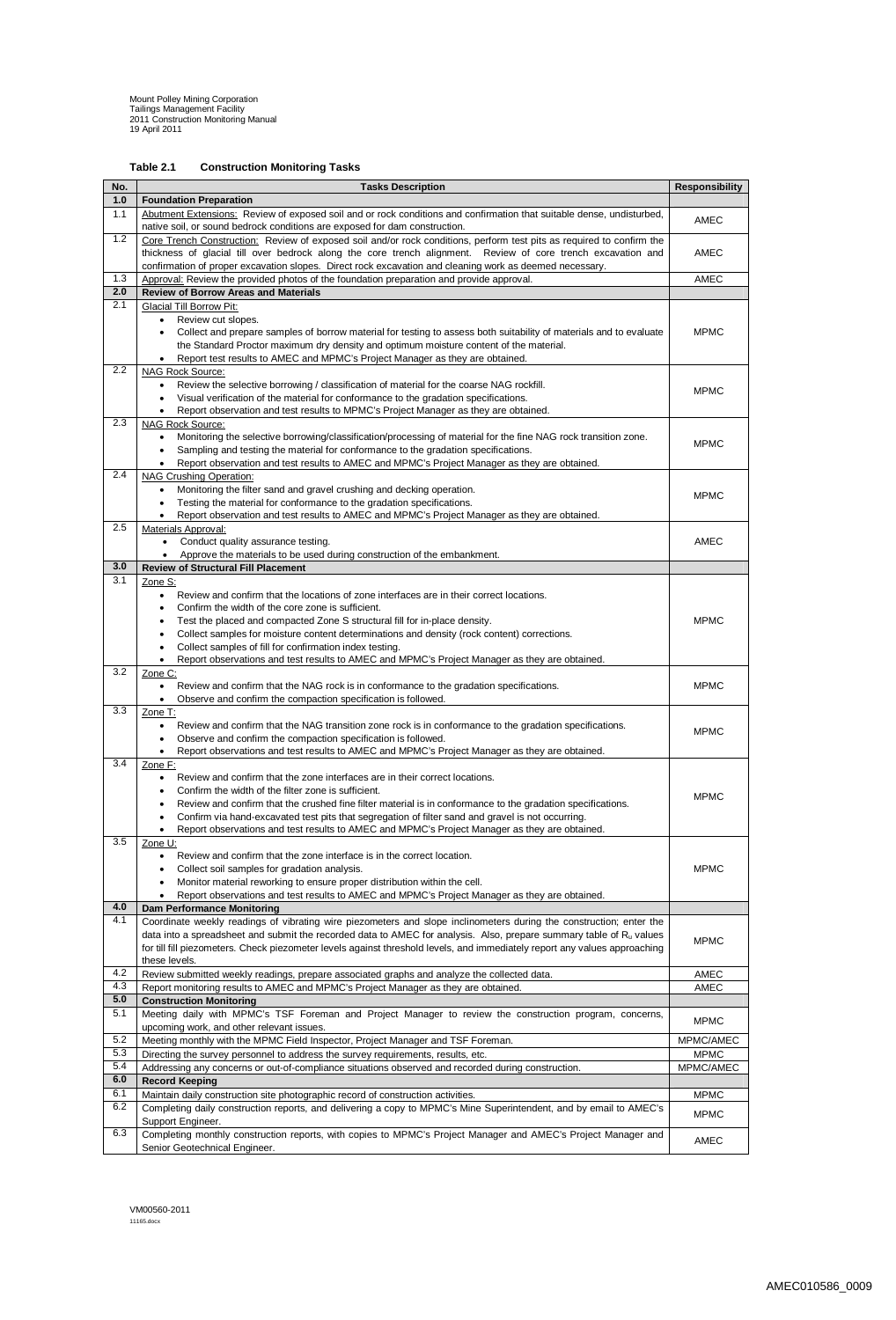**Table 2.1 Construction Monitoring Tasks**

| No. | Tasks Description | Responsibility |
|---|---|---|
| **1.0** | **Foundation Preparation** | |
| 1.1 | Abutment Extensions: Review of exposed soil and or rock conditions and confirmation that suitable dense, undisturbed, native soil, or sound bedrock conditions are exposed for dam construction. | AMEC |
| 1.2 | Core Trench Construction: Review of exposed soil and/or rock conditions, perform test pits as required to confirm the thickness of glacial till over bedrock along the core trench alignment. Review of core trench excavation and confirmation of proper excavation slopes. Direct rock excavation and cleaning work as deemed necessary. | AMEC |
| 1.3 | Approval: Review the provided photos of the foundation preparation and provide approval. | AMEC |
| **2.0** | **Review of Borrow Areas and Materials** | |
| 2.1 | Glacial Till Borrow Pit:<br>• Review cut slopes.<br>• Collect and prepare samples of borrow material for testing to assess both suitability of materials and to evaluate the Standard Proctor maximum dry density and optimum moisture content of the material.<br>• Report test results to AMEC and MPMC's Project Manager as they are obtained. | MPMC |
| 2.2 | NAG Rock Source:<br>• Review the selective borrowing / classification of material for the coarse NAG rockfill.<br>• Visual verification of the material for conformance to the gradation specifications.<br>• Report observation and test results to MPMC's Project Manager as they are obtained. | MPMC |
| 2.3 | NAG Rock Source:<br>• Monitoring the selective borrowing/classification/processing of material for the fine NAG rock transition zone.<br>• Sampling and testing the material for conformance to the gradation specifications.<br>• Report observation and test results to AMEC and MPMC's Project Manager as they are obtained. | MPMC |
| 2.4 | NAG Crushing Operation:<br>• Monitoring the filter sand and gravel crushing and decking operation.<br>• Testing the material for conformance to the gradation specifications.<br>• Report observation and test results to AMEC and MPMC's Project Manager as they are obtained. | MPMC |
| 2.5 | Materials Approval:<br>• Conduct quality assurance testing.<br>• Approve the materials to be used during construction of the embankment. | AMEC |
| **3.0** | **Review of Structural Fill Placement** | |
| 3.1 | Zone S:<br>• Review and confirm that the locations of zone interfaces are in their correct locations.<br>• Confirm the width of the core zone is sufficient.<br>• Test the placed and compacted Zone S structural fill for in-place density.<br>• Collect samples for moisture content determinations and density (rock content) corrections.<br>• Collect samples of fill for confirmation index testing.<br>• Report observations and test results to AMEC and MPMC's Project Manager as they are obtained. | MPMC |
| 3.2 | Zone C:<br>• Review and confirm that the NAG rock is in conformance to the gradation specifications.<br>• Observe and confirm the compaction specification is followed. | MPMC |
| 3.3 | Zone T:<br>• Review and confirm that the NAG transition zone rock is in conformance to the gradation specifications.<br>• Observe and confirm the compaction specification is followed.<br>• Report observations and test results to AMEC and MPMC's Project Manager as they are obtained. | MPMC |
| 3.4 | Zone F:<br>• Review and confirm that the zone interfaces are in their correct locations.<br>• Confirm the width of the filter zone is sufficient.<br>• Review and confirm that the crushed fine filter material is in conformance to the gradation specifications.<br>• Confirm via hand-excavated test pits that segregation of filter sand and gravel is not occurring.<br>• Report observations and test results to AMEC and MPMC's Project Manager as they are obtained. | MPMC |
| 3.5 | Zone U:<br>• Review and confirm that the zone interface is in the correct location.<br>• Collect soil samples for gradation analysis.<br>• Monitor material reworking to ensure proper distribution within the cell.<br>• Report observations and test results to AMEC and MPMC's Project Manager as they are obtained. | MPMC |
| **4.0** | **Dam Performance Monitoring** | |
| 4.1 | Coordinate weekly readings of vibrating wire piezometers and slope inclinometers during the construction; enter the data into a spreadsheet and submit the recorded data to AMEC for analysis. Also, prepare summary table of $R_u$ values for till fill piezometers. Check piezometer levels against threshold levels, and immediately report any values approaching these levels. | MPMC |
| 4.2 | Review submitted weekly readings, prepare associated graphs and analyze the collected data. | AMEC |
| 4.3 | Report monitoring results to AMEC and MPMC's Project Manager as they are obtained. | AMEC |
| **5.0** | **Construction Monitoring** | |
| 5.1 | Meeting daily with MPMC's TSF Foreman and Project Manager to review the construction program, concerns, upcoming work, and other relevant issues. | MPMC |
| 5.2 | Meeting monthly with the MPMC Field Inspector, Project Manager and TSF Foreman. | MPMC/AMEC |
| 5.3 | Directing the survey personnel to address the survey requirements, results, etc. | MPMC |
| 5.4 | Addressing any concerns or out-of-compliance situations observed and recorded during construction. | MPMC/AMEC |
| **6.0** | **Record Keeping** | |
| 6.1 | Maintain daily construction site photographic record of construction activities. | MPMC |
| 6.2 | Completing daily construction reports, and delivering a copy to MPMC's Mine Superintendent, and by email to AMEC's Support Engineer. | MPMC |
| 6.3 | Completing monthly construction reports, with copies to MPMC's Project Manager and AMEC's Project Manager and Senior Geotechnical Engineer. | AMEC |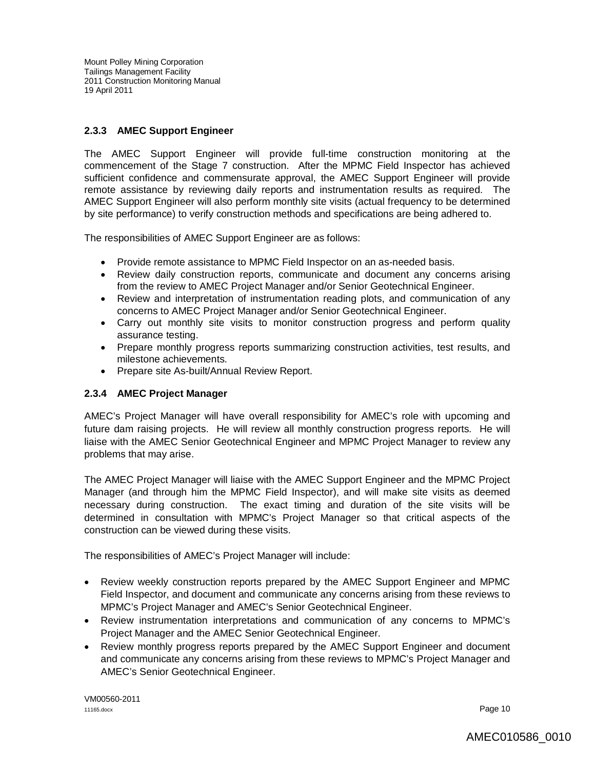### 2.3.3 AMEC Support Engineer

The AMEC Support Engineer will provide full-time construction monitoring at the commencement of the Stage 7 construction. After the MPMC Field Inspector has achieved sufficient confidence and commensurate approval, the AMEC Support Engineer will provide remote assistance by reviewing daily reports and instrumentation results as required. The AMEC Support Engineer will also perform monthly site visits (actual frequency to be determined by site performance) to verify construction methods and specifications are being adhered to.

The responsibilities of AMEC Support Engineer are as follows:

- Provide remote assistance to MPMC Field Inspector on an as-needed basis.
- Review daily construction reports, communicate and document any concerns arising from the review to AMEC Project Manager and/or Senior Geotechnical Engineer.
- Review and interpretation of instrumentation reading plots, and communication of any concerns to AMEC Project Manager and/or Senior Geotechnical Engineer.
- Carry out monthly site visits to monitor construction progress and perform quality assurance testing.
- Prepare monthly progress reports summarizing construction activities, test results, and milestone achievements.
- Prepare site As-built/Annual Review Report.

### 2.3.4 AMEC Project Manager

AMEC's Project Manager will have overall responsibility for AMEC's role with upcoming and future dam raising projects. He will review all monthly construction progress reports. He will liaise with the AMEC Senior Geotechnical Engineer and MPMC Project Manager to review any problems that may arise.

The AMEC Project Manager will liaise with the AMEC Support Engineer and the MPMC Project Manager (and through him the MPMC Field Inspector), and will make site visits as deemed necessary during construction. The exact timing and duration of the site visits will be determined in consultation with MPMC's Project Manager so that critical aspects of the construction can be viewed during these visits.

The responsibilities of AMEC's Project Manager will include:

- Review weekly construction reports prepared by the AMEC Support Engineer and MPMC Field Inspector, and document and communicate any concerns arising from these reviews to MPMC's Project Manager and AMEC's Senior Geotechnical Engineer.
- Review instrumentation interpretations and communication of any concerns to MPMC's Project Manager and the AMEC Senior Geotechnical Engineer.
- Review monthly progress reports prepared by the AMEC Support Engineer and document and communicate any concerns arising from these reviews to MPMC's Project Manager and AMEC's Senior Geotechnical Engineer.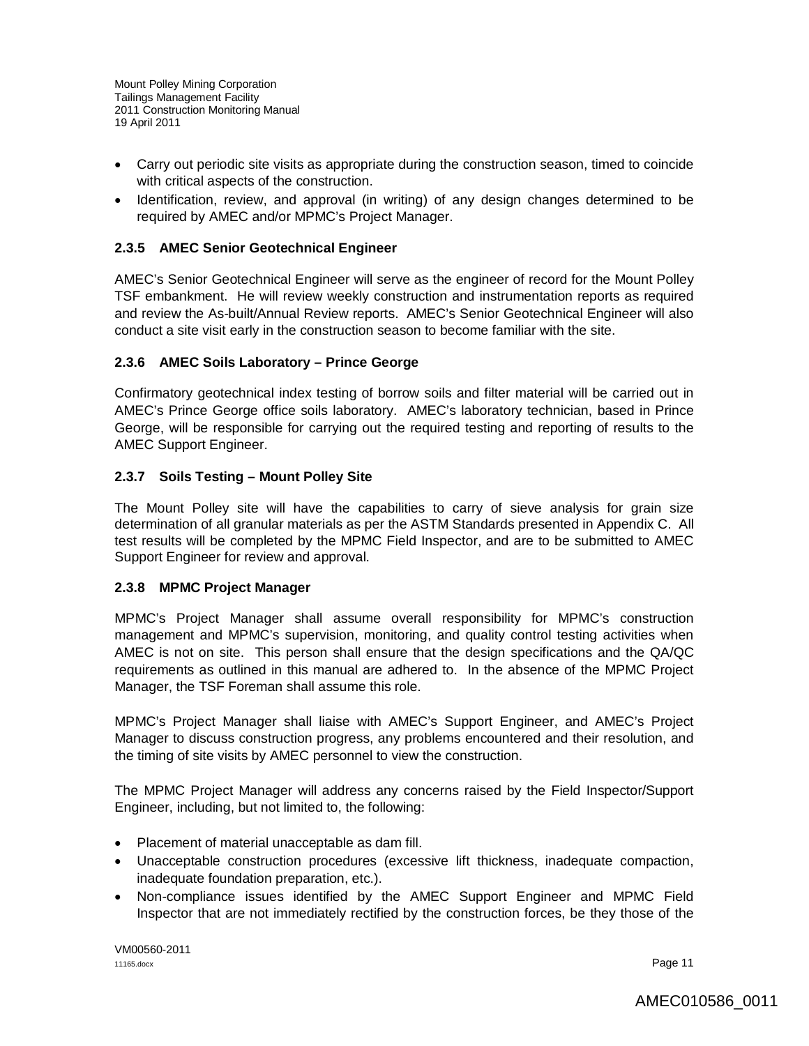- Carry out periodic site visits as appropriate during the construction season, timed to coincide with critical aspects of the construction.
- Identification, review, and approval (in writing) of any design changes determined to be required by AMEC and/or MPMC's Project Manager.

### 2.3.5 AMEC Senior Geotechnical Engineer

AMEC's Senior Geotechnical Engineer will serve as the engineer of record for the Mount Polley TSF embankment. He will review weekly construction and instrumentation reports as required and review the As-built/Annual Review reports. AMEC's Senior Geotechnical Engineer will also conduct a site visit early in the construction season to become familiar with the site.

### 2.3.6 AMEC Soils Laboratory – Prince George

Confirmatory geotechnical index testing of borrow soils and filter material will be carried out in AMEC's Prince George office soils laboratory. AMEC's laboratory technician, based in Prince George, will be responsible for carrying out the required testing and reporting of results to the AMEC Support Engineer.

### 2.3.7 Soils Testing – Mount Polley Site

The Mount Polley site will have the capabilities to carry of sieve analysis for grain size determination of all granular materials as per the ASTM Standards presented in Appendix C. All test results will be completed by the MPMC Field Inspector, and are to be submitted to AMEC Support Engineer for review and approval.

### 2.3.8 MPMC Project Manager

MPMC's Project Manager shall assume overall responsibility for MPMC's construction management and MPMC's supervision, monitoring, and quality control testing activities when AMEC is not on site. This person shall ensure that the design specifications and the QA/QC requirements as outlined in this manual are adhered to. In the absence of the MPMC Project Manager, the TSF Foreman shall assume this role.

MPMC's Project Manager shall liaise with AMEC's Support Engineer, and AMEC's Project Manager to discuss construction progress, any problems encountered and their resolution, and the timing of site visits by AMEC personnel to view the construction.

The MPMC Project Manager will address any concerns raised by the Field Inspector/Support Engineer, including, but not limited to, the following:

- Placement of material unacceptable as dam fill.
- Unacceptable construction procedures (excessive lift thickness, inadequate compaction, inadequate foundation preparation, etc.).
- Non-compliance issues identified by the AMEC Support Engineer and MPMC Field Inspector that are not immediately rectified by the construction forces, be they those of the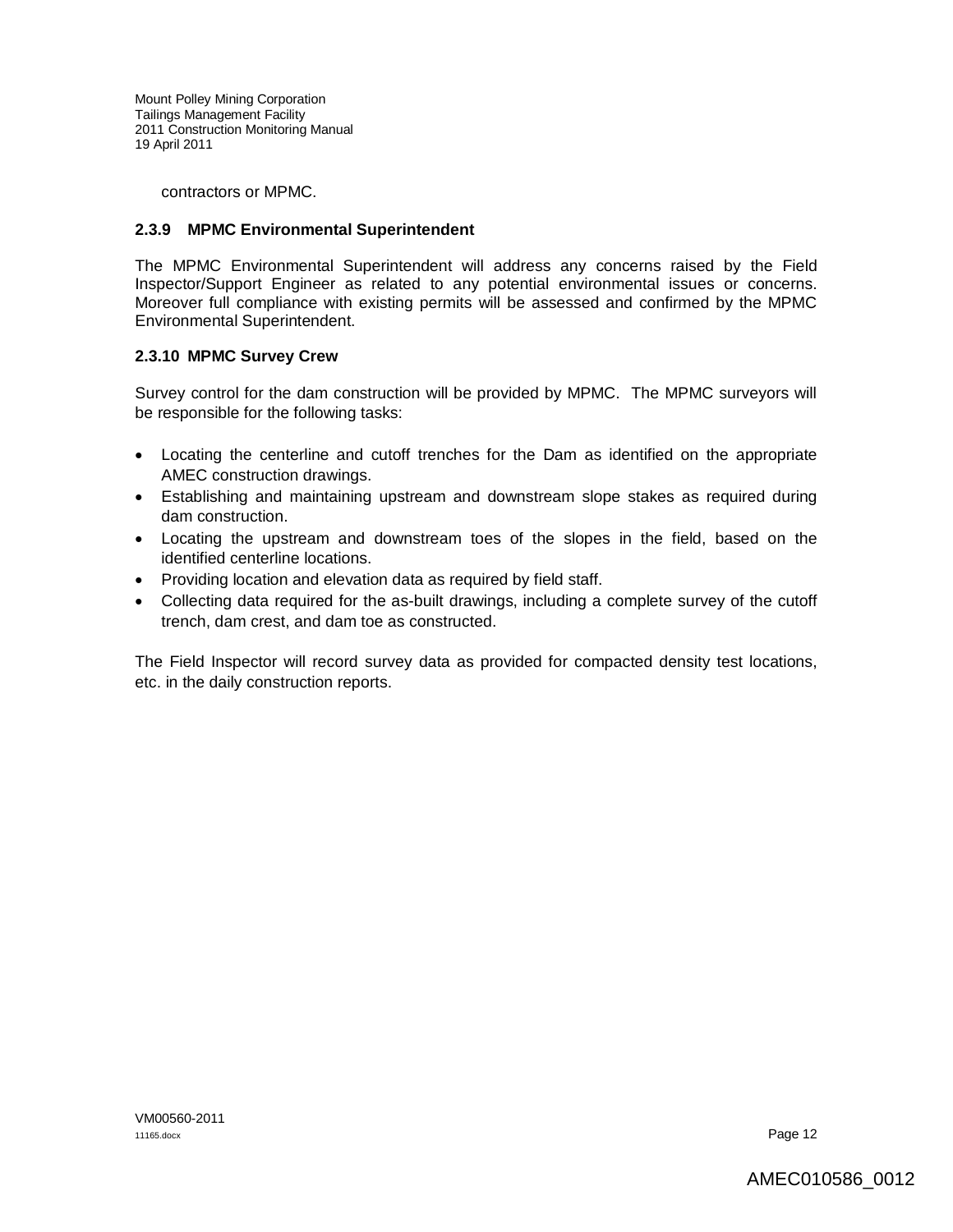contractors or MPMC.

### 2.3.9 MPMC Environmental Superintendent

The MPMC Environmental Superintendent will address any concerns raised by the Field Inspector/Support Engineer as related to any potential environmental issues or concerns. Moreover full compliance with existing permits will be assessed and confirmed by the MPMC Environmental Superintendent.

### 2.3.10 MPMC Survey Crew

Survey control for the dam construction will be provided by MPMC. The MPMC surveyors will be responsible for the following tasks:

- Locating the centerline and cutoff trenches for the Dam as identified on the appropriate AMEC construction drawings.
- Establishing and maintaining upstream and downstream slope stakes as required during dam construction.
- Locating the upstream and downstream toes of the slopes in the field, based on the identified centerline locations.
- Providing location and elevation data as required by field staff.
- Collecting data required for the as-built drawings, including a complete survey of the cutoff trench, dam crest, and dam toe as constructed.

The Field Inspector will record survey data as provided for compacted density test locations, etc. in the daily construction reports.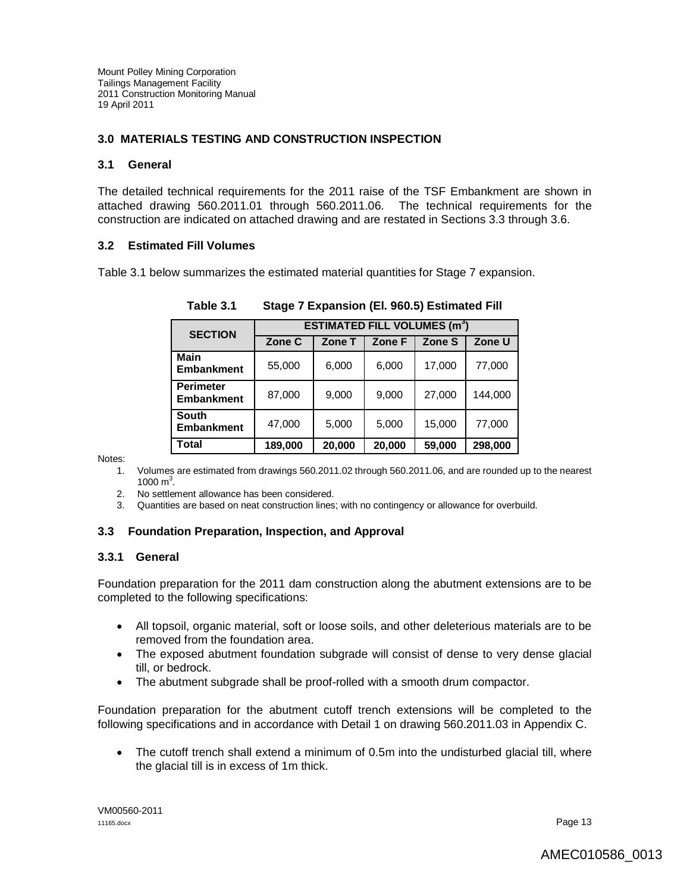## 3.0 MATERIALS TESTING AND CONSTRUCTION INSPECTION

### 3.1 General

The detailed technical requirements for the 2011 raise of the TSF Embankment are shown in attached drawing 560.2011.01 through 560.2011.06. The technical requirements for the construction are indicated on attached drawing and are restated in Sections 3.3 through 3.6.

### 3.2 Estimated Fill Volumes

Table 3.1 below summarizes the estimated material quantities for Stage 7 expansion.

**Table 3.1 Stage 7 Expansion (El. 960.5) Estimated Fill**

| SECTION | ESTIMATED FILL VOLUMES ($m^3$) | | | | |
|---|---|---|---|---|---|
| | Zone C | Zone T | Zone F | Zone S | Zone U |
| **Main Embankment** | 55,000 | 6,000 | 6,000 | 17,000 | 77,000 |
| **Perimeter Embankment** | 87,000 | 9,000 | 9,000 | 27,000 | 144,000 |
| **South Embankment** | 47,000 | 5,000 | 5,000 | 15,000 | 77,000 |
| **Total** | **189,000** | **20,000** | **20,000** | **59,000** | **298,000** |

Notes:

1. Volumes are estimated from drawings 560.2011.02 through 560.2011.06, and are rounded up to the nearest 1000 $m^3$.
2. No settlement allowance has been considered.
3. Quantities are based on neat construction lines; with no contingency or allowance for overbuild.

### 3.3 Foundation Preparation, Inspection, and Approval

#### 3.3.1 General

Foundation preparation for the 2011 dam construction along the abutment extensions are to be completed to the following specifications:

- All topsoil, organic material, soft or loose soils, and other deleterious materials are to be removed from the foundation area.
- The exposed abutment foundation subgrade will consist of dense to very dense glacial till, or bedrock.
- The abutment subgrade shall be proof-rolled with a smooth drum compactor.

Foundation preparation for the abutment cutoff trench extensions will be completed to the following specifications and in accordance with Detail 1 on drawing 560.2011.03 in Appendix C.

- The cutoff trench shall extend a minimum of 0.5m into the undisturbed glacial till, where the glacial till is in excess of 1m thick.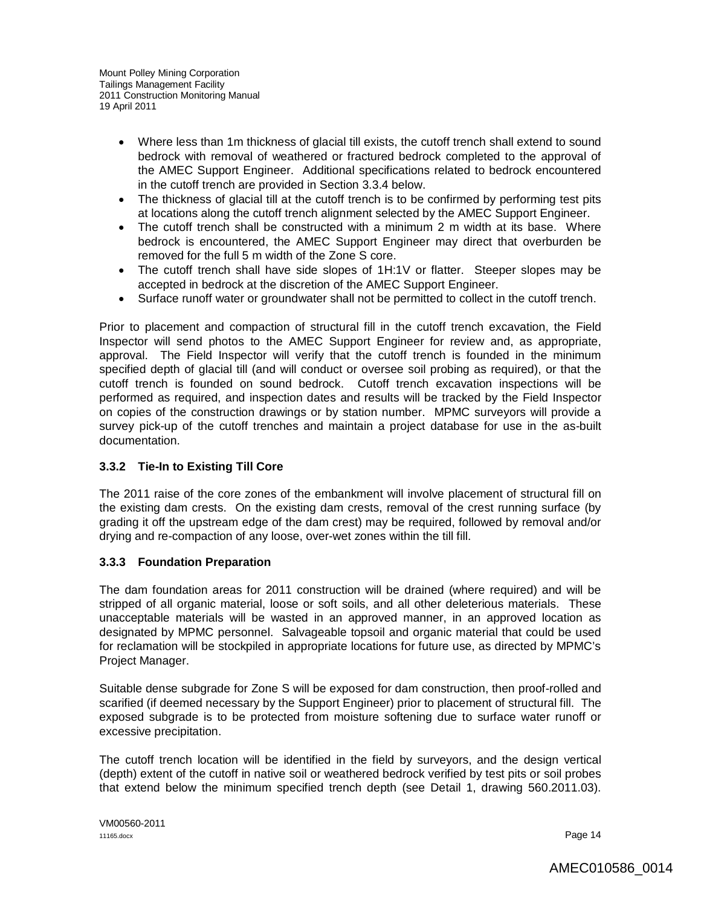- Where less than 1m thickness of glacial till exists, the cutoff trench shall extend to sound bedrock with removal of weathered or fractured bedrock completed to the approval of the AMEC Support Engineer. Additional specifications related to bedrock encountered in the cutoff trench are provided in Section 3.3.4 below.
- The thickness of glacial till at the cutoff trench is to be confirmed by performing test pits at locations along the cutoff trench alignment selected by the AMEC Support Engineer.
- The cutoff trench shall be constructed with a minimum 2 m width at its base. Where bedrock is encountered, the AMEC Support Engineer may direct that overburden be removed for the full 5 m width of the Zone S core.
- The cutoff trench shall have side slopes of 1H:1V or flatter. Steeper slopes may be accepted in bedrock at the discretion of the AMEC Support Engineer.
- Surface runoff water or groundwater shall not be permitted to collect in the cutoff trench.

Prior to placement and compaction of structural fill in the cutoff trench excavation, the Field Inspector will send photos to the AMEC Support Engineer for review and, as appropriate, approval. The Field Inspector will verify that the cutoff trench is founded in the minimum specified depth of glacial till (and will conduct or oversee soil probing as required), or that the cutoff trench is founded on sound bedrock. Cutoff trench excavation inspections will be performed as required, and inspection dates and results will be tracked by the Field Inspector on copies of the construction drawings or by station number. MPMC surveyors will provide a survey pick-up of the cutoff trenches and maintain a project database for use in the as-built documentation.

### 3.3.2 Tie-In to Existing Till Core

The 2011 raise of the core zones of the embankment will involve placement of structural fill on the existing dam crests. On the existing dam crests, removal of the crest running surface (by grading it off the upstream edge of the dam crest) may be required, followed by removal and/or drying and re-compaction of any loose, over-wet zones within the till fill.

### 3.3.3 Foundation Preparation

The dam foundation areas for 2011 construction will be drained (where required) and will be stripped of all organic material, loose or soft soils, and all other deleterious materials. These unacceptable materials will be wasted in an approved manner, in an approved location as designated by MPMC personnel. Salvageable topsoil and organic material that could be used for reclamation will be stockpiled in appropriate locations for future use, as directed by MPMC's Project Manager.

Suitable dense subgrade for Zone S will be exposed for dam construction, then proof-rolled and scarified (if deemed necessary by the Support Engineer) prior to placement of structural fill. The exposed subgrade is to be protected from moisture softening due to surface water runoff or excessive precipitation.

The cutoff trench location will be identified in the field by surveyors, and the design vertical (depth) extent of the cutoff in native soil or weathered bedrock verified by test pits or soil probes that extend below the minimum specified trench depth (see Detail 1, drawing 560.2011.03).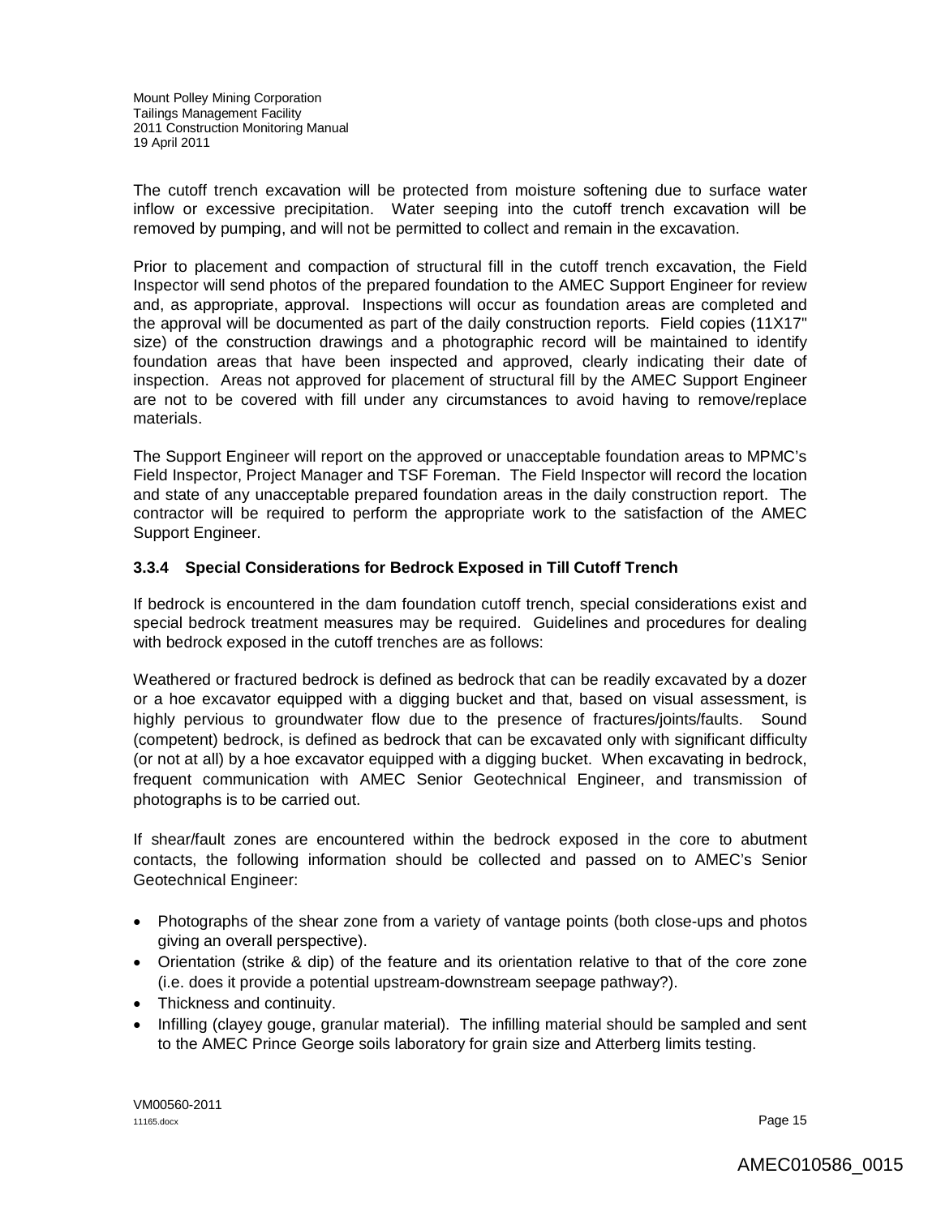The cutoff trench excavation will be protected from moisture softening due to surface water inflow or excessive precipitation. Water seeping into the cutoff trench excavation will be removed by pumping, and will not be permitted to collect and remain in the excavation.

Prior to placement and compaction of structural fill in the cutoff trench excavation, the Field Inspector will send photos of the prepared foundation to the AMEC Support Engineer for review and, as appropriate, approval. Inspections will occur as foundation areas are completed and the approval will be documented as part of the daily construction reports. Field copies (11X17" size) of the construction drawings and a photographic record will be maintained to identify foundation areas that have been inspected and approved, clearly indicating their date of inspection. Areas not approved for placement of structural fill by the AMEC Support Engineer are not to be covered with fill under any circumstances to avoid having to remove/replace materials.

The Support Engineer will report on the approved or unacceptable foundation areas to MPMC's Field Inspector, Project Manager and TSF Foreman. The Field Inspector will record the location and state of any unacceptable prepared foundation areas in the daily construction report. The contractor will be required to perform the appropriate work to the satisfaction of the AMEC Support Engineer.

### 3.3.4 Special Considerations for Bedrock Exposed in Till Cutoff Trench

If bedrock is encountered in the dam foundation cutoff trench, special considerations exist and special bedrock treatment measures may be required. Guidelines and procedures for dealing with bedrock exposed in the cutoff trenches are as follows:

Weathered or fractured bedrock is defined as bedrock that can be readily excavated by a dozer or a hoe excavator equipped with a digging bucket and that, based on visual assessment, is highly pervious to groundwater flow due to the presence of fractures/joints/faults. Sound (competent) bedrock, is defined as bedrock that can be excavated only with significant difficulty (or not at all) by a hoe excavator equipped with a digging bucket. When excavating in bedrock, frequent communication with AMEC Senior Geotechnical Engineer, and transmission of photographs is to be carried out.

If shear/fault zones are encountered within the bedrock exposed in the core to abutment contacts, the following information should be collected and passed on to AMEC's Senior Geotechnical Engineer:

- Photographs of the shear zone from a variety of vantage points (both close-ups and photos giving an overall perspective).
- Orientation (strike & dip) of the feature and its orientation relative to that of the core zone (i.e. does it provide a potential upstream-downstream seepage pathway?).
- Thickness and continuity.
- Infilling (clayey gouge, granular material). The infilling material should be sampled and sent to the AMEC Prince George soils laboratory for grain size and Atterberg limits testing.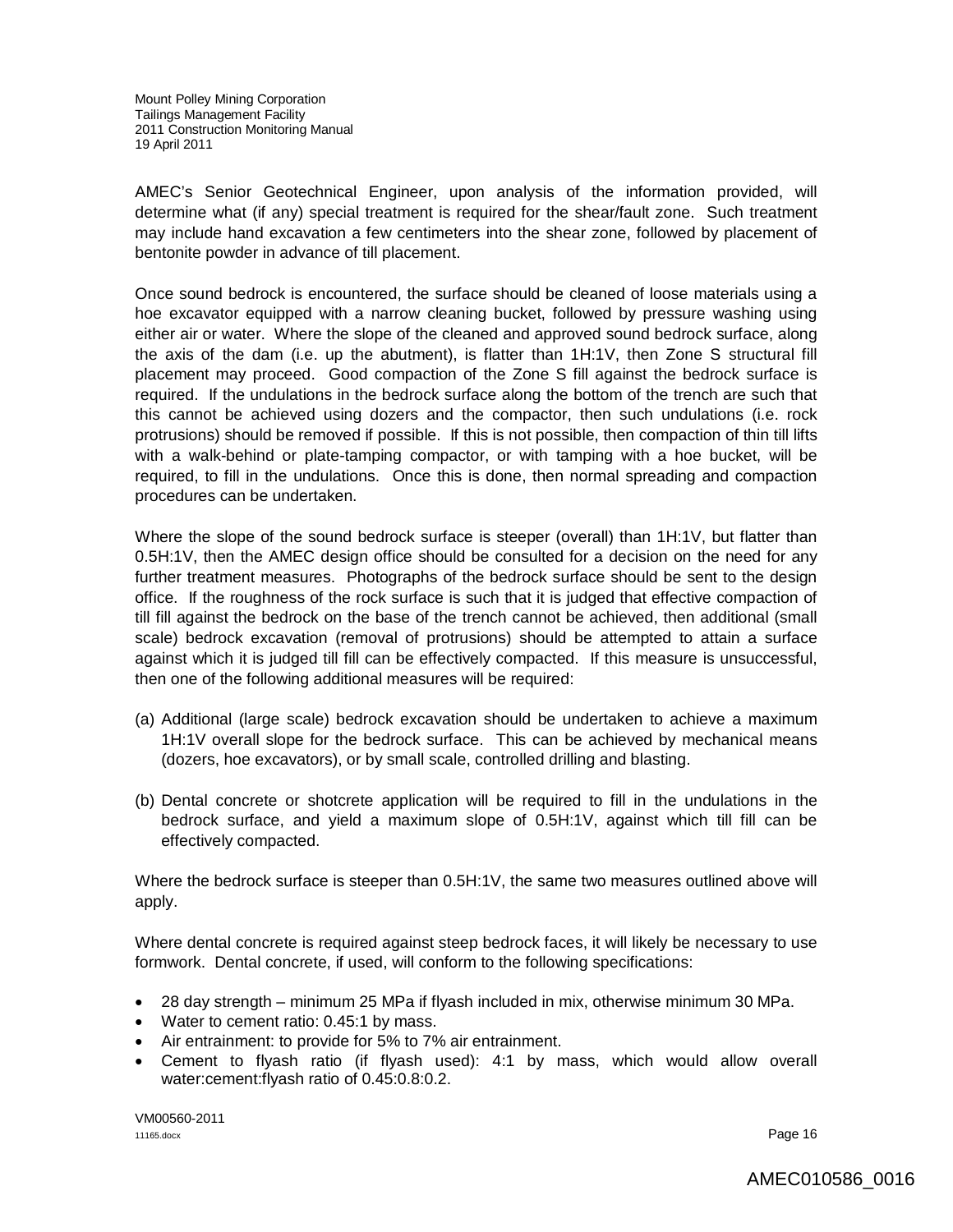AMEC's Senior Geotechnical Engineer, upon analysis of the information provided, will determine what (if any) special treatment is required for the shear/fault zone. Such treatment may include hand excavation a few centimeters into the shear zone, followed by placement of bentonite powder in advance of till placement.

Once sound bedrock is encountered, the surface should be cleaned of loose materials using a hoe excavator equipped with a narrow cleaning bucket, followed by pressure washing using either air or water. Where the slope of the cleaned and approved sound bedrock surface, along the axis of the dam (i.e. up the abutment), is flatter than 1H:1V, then Zone S structural fill placement may proceed. Good compaction of the Zone S fill against the bedrock surface is required. If the undulations in the bedrock surface along the bottom of the trench are such that this cannot be achieved using dozers and the compactor, then such undulations (i.e. rock protrusions) should be removed if possible. If this is not possible, then compaction of thin till lifts with a walk-behind or plate-tamping compactor, or with tamping with a hoe bucket, will be required, to fill in the undulations. Once this is done, then normal spreading and compaction procedures can be undertaken.

Where the slope of the sound bedrock surface is steeper (overall) than 1H:1V, but flatter than 0.5H:1V, then the AMEC design office should be consulted for a decision on the need for any further treatment measures. Photographs of the bedrock surface should be sent to the design office. If the roughness of the rock surface is such that it is judged that effective compaction of till fill against the bedrock on the base of the trench cannot be achieved, then additional (small scale) bedrock excavation (removal of protrusions) should be attempted to attain a surface against which it is judged till fill can be effectively compacted. If this measure is unsuccessful, then one of the following additional measures will be required:

(a) Additional (large scale) bedrock excavation should be undertaken to achieve a maximum 1H:1V overall slope for the bedrock surface. This can be achieved by mechanical means (dozers, hoe excavators), or by small scale, controlled drilling and blasting.

(b) Dental concrete or shotcrete application will be required to fill in the undulations in the bedrock surface, and yield a maximum slope of 0.5H:1V, against which till fill can be effectively compacted.

Where the bedrock surface is steeper than 0.5H:1V, the same two measures outlined above will apply.

Where dental concrete is required against steep bedrock faces, it will likely be necessary to use formwork. Dental concrete, if used, will conform to the following specifications:

- 28 day strength – minimum 25 MPa if flyash included in mix, otherwise minimum 30 MPa.
- Water to cement ratio: 0.45:1 by mass.
- Air entrainment: to provide for 5% to 7% air entrainment.
- Cement to flyash ratio (if flyash used): 4:1 by mass, which would allow overall water:cement:flyash ratio of 0.45:0.8:0.2.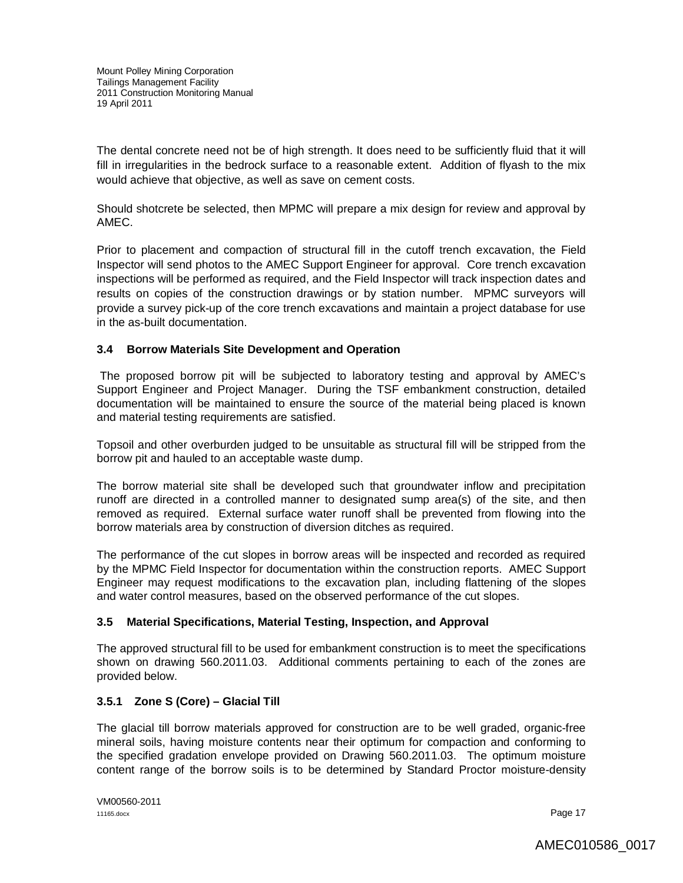The dental concrete need not be of high strength. It does need to be sufficiently fluid that it will fill in irregularities in the bedrock surface to a reasonable extent. Addition of flyash to the mix would achieve that objective, as well as save on cement costs.

Should shotcrete be selected, then MPMC will prepare a mix design for review and approval by AMEC.

Prior to placement and compaction of structural fill in the cutoff trench excavation, the Field Inspector will send photos to the AMEC Support Engineer for approval. Core trench excavation inspections will be performed as required, and the Field Inspector will track inspection dates and results on copies of the construction drawings or by station number. MPMC surveyors will provide a survey pick-up of the core trench excavations and maintain a project database for use in the as-built documentation.

### 3.4 Borrow Materials Site Development and Operation

The proposed borrow pit will be subjected to laboratory testing and approval by AMEC's Support Engineer and Project Manager. During the TSF embankment construction, detailed documentation will be maintained to ensure the source of the material being placed is known and material testing requirements are satisfied.

Topsoil and other overburden judged to be unsuitable as structural fill will be stripped from the borrow pit and hauled to an acceptable waste dump.

The borrow material site shall be developed such that groundwater inflow and precipitation runoff are directed in a controlled manner to designated sump area(s) of the site, and then removed as required. External surface water runoff shall be prevented from flowing into the borrow materials area by construction of diversion ditches as required.

The performance of the cut slopes in borrow areas will be inspected and recorded as required by the MPMC Field Inspector for documentation within the construction reports. AMEC Support Engineer may request modifications to the excavation plan, including flattening of the slopes and water control measures, based on the observed performance of the cut slopes.

### 3.5 Material Specifications, Material Testing, Inspection, and Approval

The approved structural fill to be used for embankment construction is to meet the specifications shown on drawing 560.2011.03. Additional comments pertaining to each of the zones are provided below.

#### 3.5.1 Zone S (Core) – Glacial Till

The glacial till borrow materials approved for construction are to be well graded, organic-free mineral soils, having moisture contents near their optimum for compaction and conforming to the specified gradation envelope provided on Drawing 560.2011.03. The optimum moisture content range of the borrow soils is to be determined by Standard Proctor moisture-density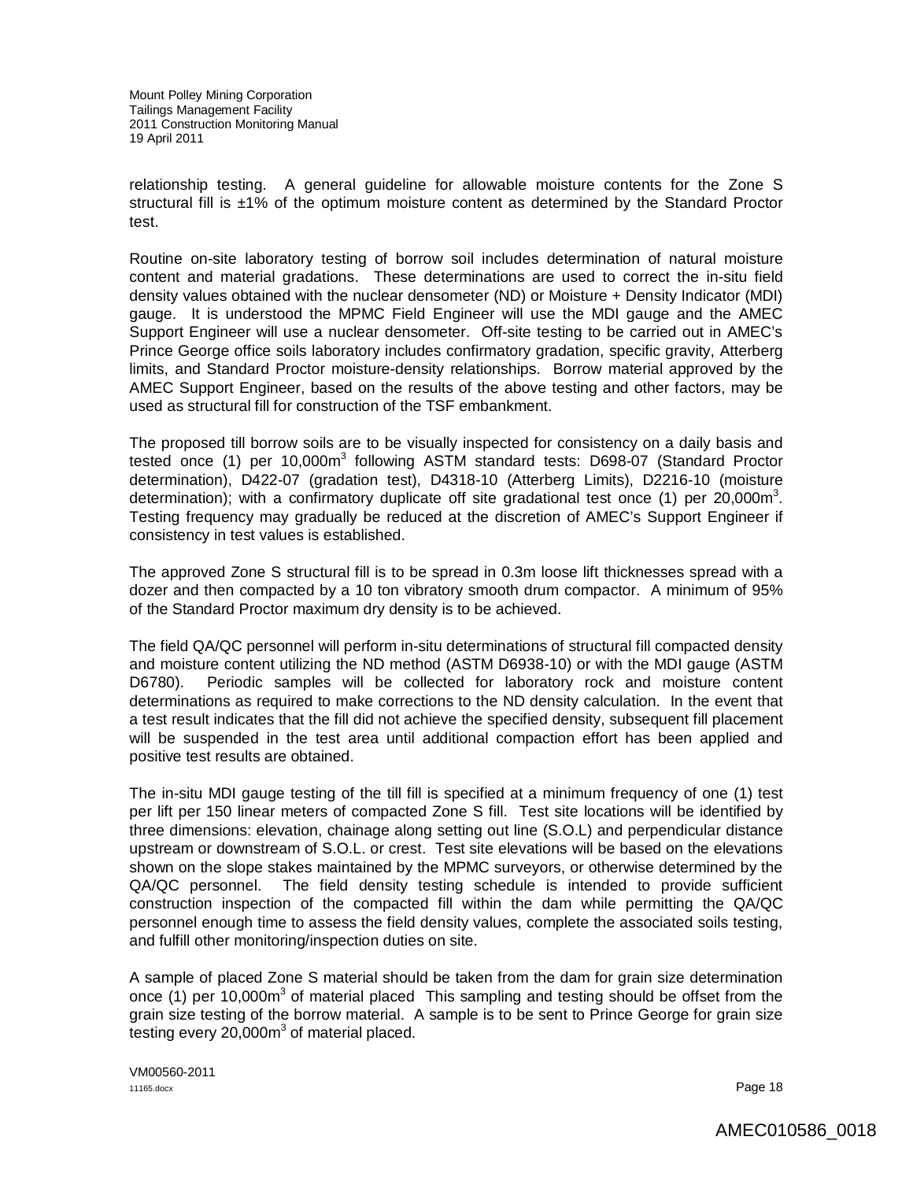relationship testing. A general guideline for allowable moisture contents for the Zone S structural fill is ±1% of the optimum moisture content as determined by the Standard Proctor test.

Routine on-site laboratory testing of borrow soil includes determination of natural moisture content and material gradations. These determinations are used to correct the in-situ field density values obtained with the nuclear densometer (ND) or Moisture + Density Indicator (MDI) gauge. It is understood the MPMC Field Engineer will use the MDI gauge and the AMEC Support Engineer will use a nuclear densometer. Off-site testing to be carried out in AMEC's Prince George office soils laboratory includes confirmatory gradation, specific gravity, Atterberg limits, and Standard Proctor moisture-density relationships. Borrow material approved by the AMEC Support Engineer, based on the results of the above testing and other factors, may be used as structural fill for construction of the TSF embankment.

The proposed till borrow soils are to be visually inspected for consistency on a daily basis and tested once (1) per 10,000m$^3$ following ASTM standard tests: D698-07 (Standard Proctor determination), D422-07 (gradation test), D4318-10 (Atterberg Limits), D2216-10 (moisture determination); with a confirmatory duplicate off site gradational test once (1) per 20,000m$^3$. Testing frequency may gradually be reduced at the discretion of AMEC's Support Engineer if consistency in test values is established.

The approved Zone S structural fill is to be spread in 0.3m loose lift thicknesses spread with a dozer and then compacted by a 10 ton vibratory smooth drum compactor. A minimum of 95% of the Standard Proctor maximum dry density is to be achieved.

The field QA/QC personnel will perform in-situ determinations of structural fill compacted density and moisture content utilizing the ND method (ASTM D6938-10) or with the MDI gauge (ASTM D6780). Periodic samples will be collected for laboratory rock and moisture content determinations as required to make corrections to the ND density calculation. In the event that a test result indicates that the fill did not achieve the specified density, subsequent fill placement will be suspended in the test area until additional compaction effort has been applied and positive test results are obtained.

The in-situ MDI gauge testing of the till fill is specified at a minimum frequency of one (1) test per lift per 150 linear meters of compacted Zone S fill. Test site locations will be identified by three dimensions: elevation, chainage along setting out line (S.O.L) and perpendicular distance upstream or downstream of S.O.L. or crest. Test site elevations will be based on the elevations shown on the slope stakes maintained by the MPMC surveyors, or otherwise determined by the QA/QC personnel. The field density testing schedule is intended to provide sufficient construction inspection of the compacted fill within the dam while permitting the QA/QC personnel enough time to assess the field density values, complete the associated soils testing, and fulfill other monitoring/inspection duties on site.

A sample of placed Zone S material should be taken from the dam for grain size determination once (1) per 10,000m$^3$ of material placed This sampling and testing should be offset from the grain size testing of the borrow material. A sample is to be sent to Prince George for grain size testing every 20,000m$^3$ of material placed.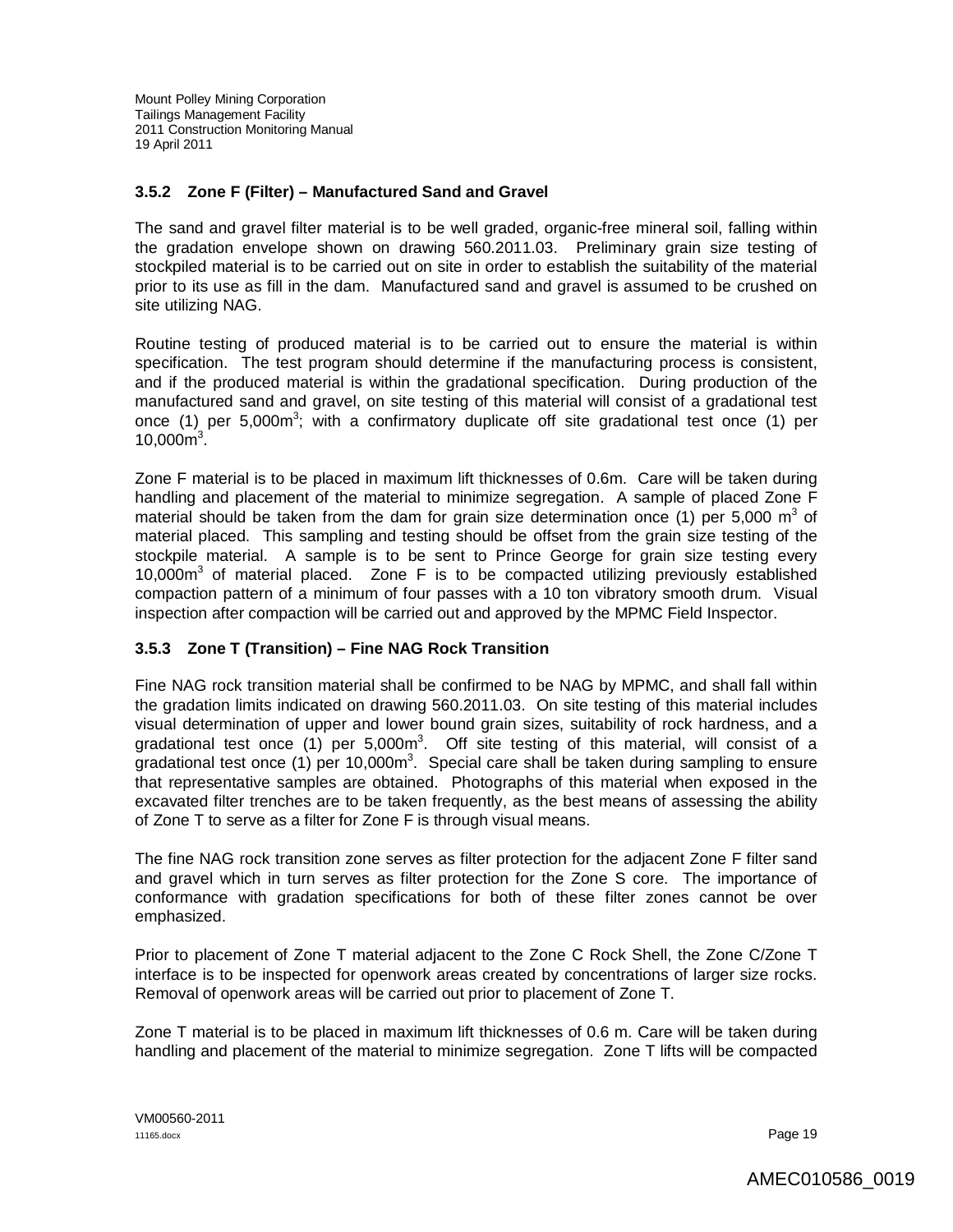### 3.5.2 Zone F (Filter) – Manufactured Sand and Gravel

The sand and gravel filter material is to be well graded, organic-free mineral soil, falling within the gradation envelope shown on drawing 560.2011.03. Preliminary grain size testing of stockpiled material is to be carried out on site in order to establish the suitability of the material prior to its use as fill in the dam. Manufactured sand and gravel is assumed to be crushed on site utilizing NAG.

Routine testing of produced material is to be carried out to ensure the material is within specification. The test program should determine if the manufacturing process is consistent, and if the produced material is within the gradational specification. During production of the manufactured sand and gravel, on site testing of this material will consist of a gradational test once (1) per 5,000m$^3$; with a confirmatory duplicate off site gradational test once (1) per 10,000m$^3$.

Zone F material is to be placed in maximum lift thicknesses of 0.6m. Care will be taken during handling and placement of the material to minimize segregation. A sample of placed Zone F material should be taken from the dam for grain size determination once (1) per 5,000 m$^3$ of material placed. This sampling and testing should be offset from the grain size testing of the stockpile material. A sample is to be sent to Prince George for grain size testing every 10,000m$^3$ of material placed. Zone F is to be compacted utilizing previously established compaction pattern of a minimum of four passes with a 10 ton vibratory smooth drum. Visual inspection after compaction will be carried out and approved by the MPMC Field Inspector.

### 3.5.3 Zone T (Transition) – Fine NAG Rock Transition

Fine NAG rock transition material shall be confirmed to be NAG by MPMC, and shall fall within the gradation limits indicated on drawing 560.2011.03. On site testing of this material includes visual determination of upper and lower bound grain sizes, suitability of rock hardness, and a gradational test once (1) per 5,000m$^3$. Off site testing of this material, will consist of a gradational test once (1) per 10,000m$^3$. Special care shall be taken during sampling to ensure that representative samples are obtained. Photographs of this material when exposed in the excavated filter trenches are to be taken frequently, as the best means of assessing the ability of Zone T to serve as a filter for Zone F is through visual means.

The fine NAG rock transition zone serves as filter protection for the adjacent Zone F filter sand and gravel which in turn serves as filter protection for the Zone S core. The importance of conformance with gradation specifications for both of these filter zones cannot be over emphasized.

Prior to placement of Zone T material adjacent to the Zone C Rock Shell, the Zone C/Zone T interface is to be inspected for openwork areas created by concentrations of larger size rocks. Removal of openwork areas will be carried out prior to placement of Zone T.

Zone T material is to be placed in maximum lift thicknesses of 0.6 m. Care will be taken during handling and placement of the material to minimize segregation. Zone T lifts will be compacted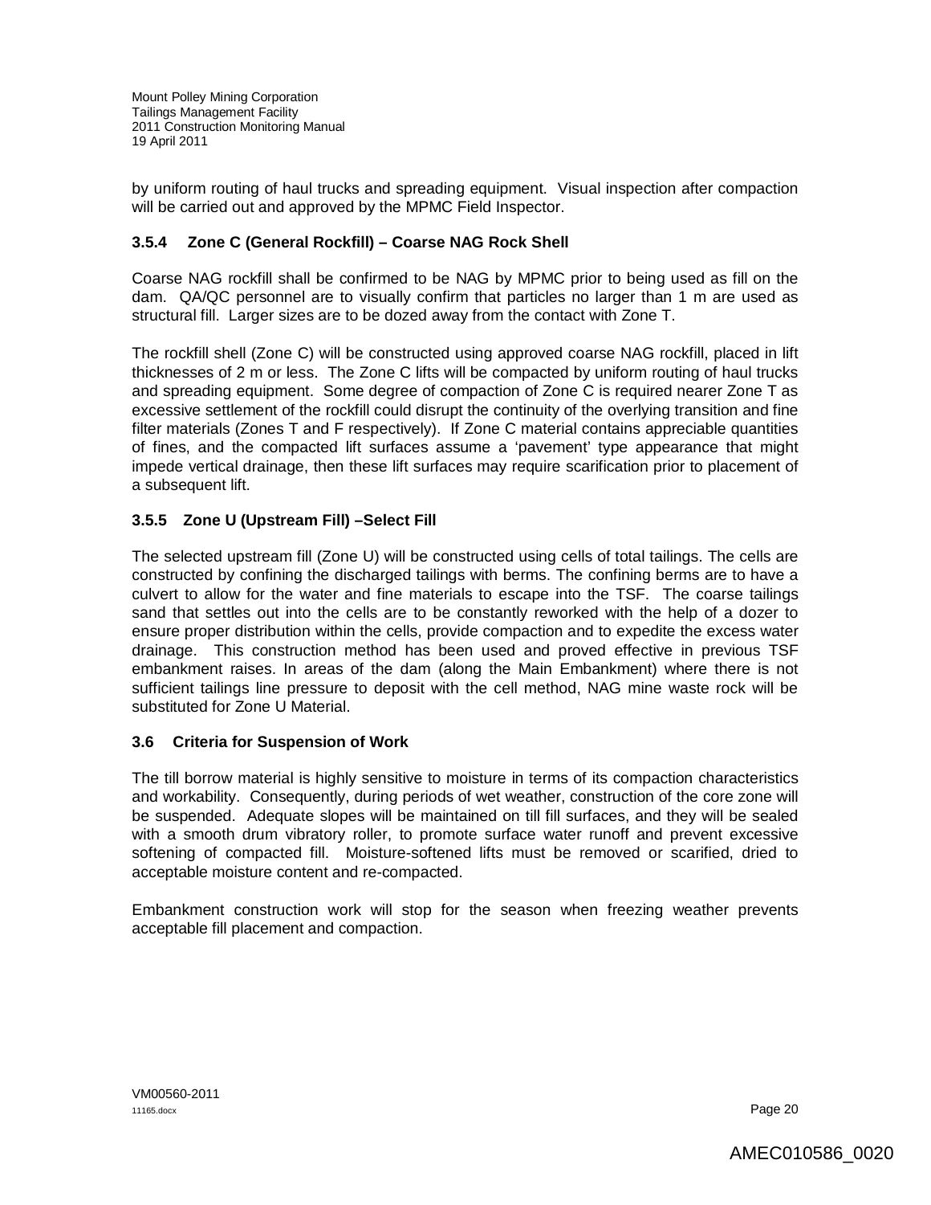by uniform routing of haul trucks and spreading equipment. Visual inspection after compaction will be carried out and approved by the MPMC Field Inspector.

### 3.5.4 Zone C (General Rockfill) – Coarse NAG Rock Shell

Coarse NAG rockfill shall be confirmed to be NAG by MPMC prior to being used as fill on the dam. QA/QC personnel are to visually confirm that particles no larger than 1 m are used as structural fill. Larger sizes are to be dozed away from the contact with Zone T.

The rockfill shell (Zone C) will be constructed using approved coarse NAG rockfill, placed in lift thicknesses of 2 m or less. The Zone C lifts will be compacted by uniform routing of haul trucks and spreading equipment. Some degree of compaction of Zone C is required nearer Zone T as excessive settlement of the rockfill could disrupt the continuity of the overlying transition and fine filter materials (Zones T and F respectively). If Zone C material contains appreciable quantities of fines, and the compacted lift surfaces assume a 'pavement' type appearance that might impede vertical drainage, then these lift surfaces may require scarification prior to placement of a subsequent lift.

### 3.5.5 Zone U (Upstream Fill) –Select Fill

The selected upstream fill (Zone U) will be constructed using cells of total tailings. The cells are constructed by confining the discharged tailings with berms. The confining berms are to have a culvert to allow for the water and fine materials to escape into the TSF. The coarse tailings sand that settles out into the cells are to be constantly reworked with the help of a dozer to ensure proper distribution within the cells, provide compaction and to expedite the excess water drainage. This construction method has been used and proved effective in previous TSF embankment raises. In areas of the dam (along the Main Embankment) where there is not sufficient tailings line pressure to deposit with the cell method, NAG mine waste rock will be substituted for Zone U Material.

## 3.6 Criteria for Suspension of Work

The till borrow material is highly sensitive to moisture in terms of its compaction characteristics and workability. Consequently, during periods of wet weather, construction of the core zone will be suspended. Adequate slopes will be maintained on till fill surfaces, and they will be sealed with a smooth drum vibratory roller, to promote surface water runoff and prevent excessive softening of compacted fill. Moisture-softened lifts must be removed or scarified, dried to acceptable moisture content and re-compacted.

Embankment construction work will stop for the season when freezing weather prevents acceptable fill placement and compaction.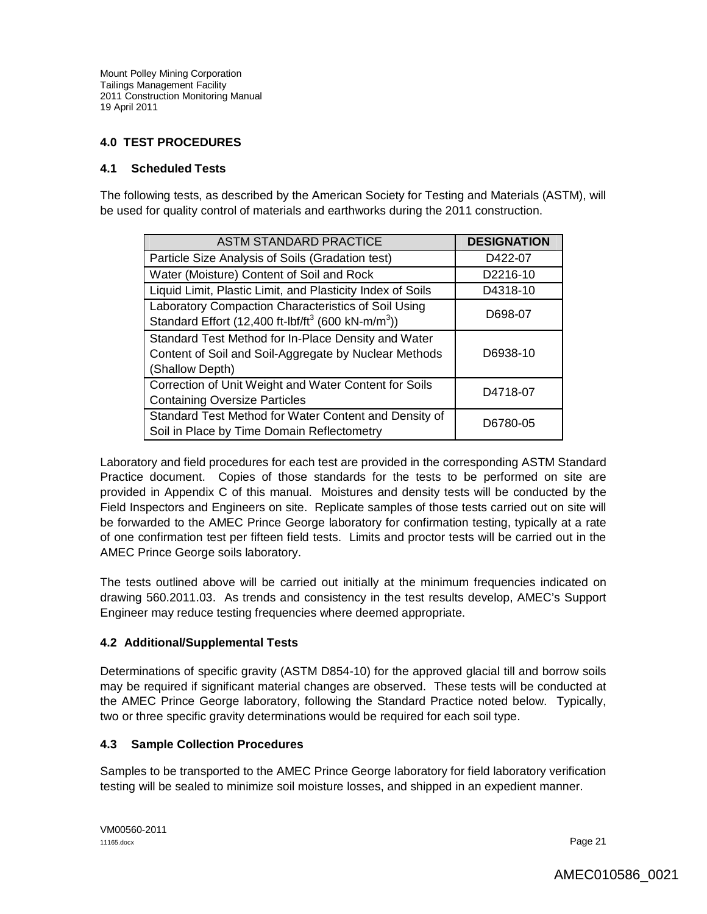## 4.0 TEST PROCEDURES

### 4.1 Scheduled Tests

The following tests, as described by the American Society for Testing and Materials (ASTM), will be used for quality control of materials and earthworks during the 2011 construction.

| ASTM STANDARD PRACTICE | DESIGNATION |
|---|---|
| Particle Size Analysis of Soils (Gradation test) | D422-07 |
| Water (Moisture) Content of Soil and Rock | D2216-10 |
| Liquid Limit, Plastic Limit, and Plasticity Index of Soils | D4318-10 |
| Laboratory Compaction Characteristics of Soil Using Standard Effort (12,400 ft-lbf/ft$^3$ (600 kN-m/m$^3$)) | D698-07 |
| Standard Test Method for In-Place Density and Water Content of Soil and Soil-Aggregate by Nuclear Methods (Shallow Depth) | D6938-10 |
| Correction of Unit Weight and Water Content for Soils Containing Oversize Particles | D4718-07 |
| Standard Test Method for Water Content and Density of Soil in Place by Time Domain Reflectometry | D6780-05 |

Laboratory and field procedures for each test are provided in the corresponding ASTM Standard Practice document. Copies of those standards for the tests to be performed on site are provided in Appendix C of this manual. Moistures and density tests will be conducted by the Field Inspectors and Engineers on site. Replicate samples of those tests carried out on site will be forwarded to the AMEC Prince George laboratory for confirmation testing, typically at a rate of one confirmation test per fifteen field tests. Limits and proctor tests will be carried out in the AMEC Prince George soils laboratory.

The tests outlined above will be carried out initially at the minimum frequencies indicated on drawing 560.2011.03. As trends and consistency in the test results develop, AMEC's Support Engineer may reduce testing frequencies where deemed appropriate.

### 4.2 Additional/Supplemental Tests

Determinations of specific gravity (ASTM D854-10) for the approved glacial till and borrow soils may be required if significant material changes are observed. These tests will be conducted at the AMEC Prince George laboratory, following the Standard Practice noted below. Typically, two or three specific gravity determinations would be required for each soil type.

### 4.3 Sample Collection Procedures

Samples to be transported to the AMEC Prince George laboratory for field laboratory verification testing will be sealed to minimize soil moisture losses, and shipped in an expedient manner.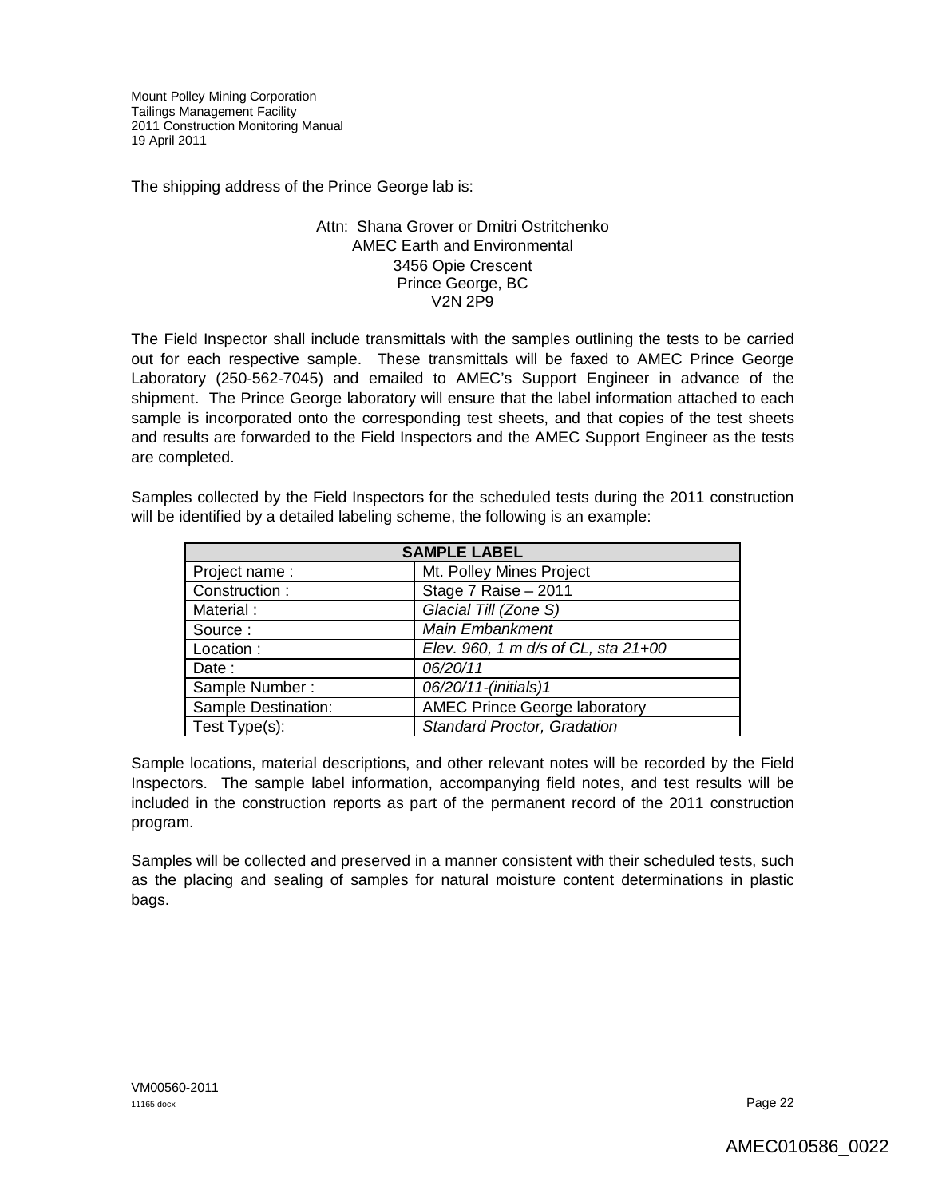The shipping address of the Prince George lab is:

Attn: Shana Grover or Dmitri Ostritchenko
AMEC Earth and Environmental
3456 Opie Crescent
Prince George, BC
V2N 2P9

The Field Inspector shall include transmittals with the samples outlining the tests to be carried out for each respective sample. These transmittals will be faxed to AMEC Prince George Laboratory (250-562-7045) and emailed to AMEC's Support Engineer in advance of the shipment. The Prince George laboratory will ensure that the label information attached to each sample is incorporated onto the corresponding test sheets, and that copies of the test sheets and results are forwarded to the Field Inspectors and the AMEC Support Engineer as the tests are completed.

Samples collected by the Field Inspectors for the scheduled tests during the 2011 construction will be identified by a detailed labeling scheme, the following is an example:

| **SAMPLE LABEL** | |
|---|---|
| Project name : | Mt. Polley Mines Project |
| Construction : | Stage 7 Raise – 2011 |
| Material : | *Glacial Till (Zone S)* |
| Source : | *Main Embankment* |
| Location : | *Elev. 960, 1 m d/s of CL, sta 21+00* |
| Date : | *06/20/11* |
| Sample Number : | *06/20/11-(initials)1* |
| Sample Destination: | AMEC Prince George laboratory |
| Test Type(s): | *Standard Proctor, Gradation* |

Sample locations, material descriptions, and other relevant notes will be recorded by the Field Inspectors. The sample label information, accompanying field notes, and test results will be included in the construction reports as part of the permanent record of the 2011 construction program.

Samples will be collected and preserved in a manner consistent with their scheduled tests, such as the placing and sealing of samples for natural moisture content determinations in plastic bags.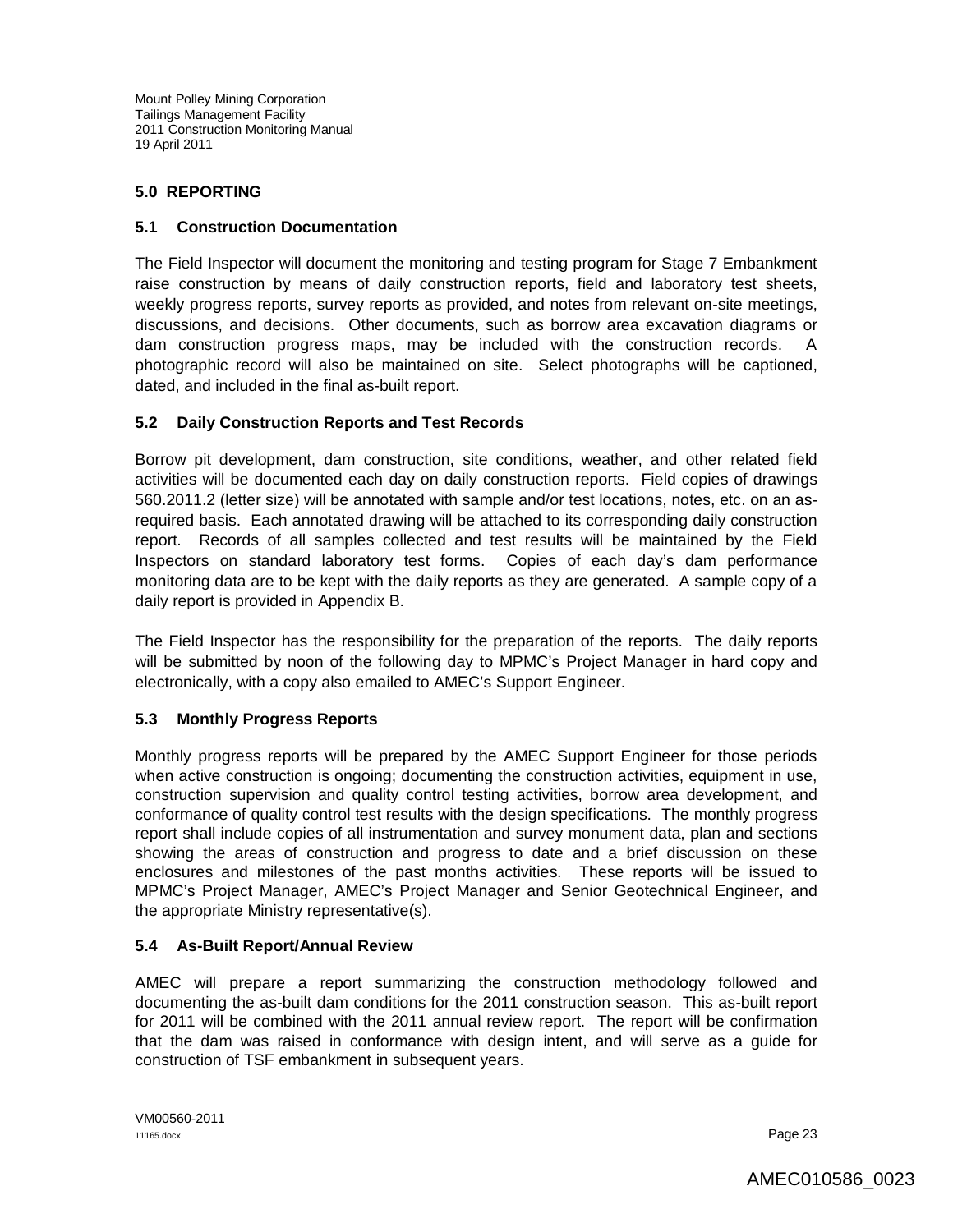## 5.0 REPORTING

### 5.1 Construction Documentation

The Field Inspector will document the monitoring and testing program for Stage 7 Embankment raise construction by means of daily construction reports, field and laboratory test sheets, weekly progress reports, survey reports as provided, and notes from relevant on-site meetings, discussions, and decisions. Other documents, such as borrow area excavation diagrams or dam construction progress maps, may be included with the construction records. A photographic record will also be maintained on site. Select photographs will be captioned, dated, and included in the final as-built report.

### 5.2 Daily Construction Reports and Test Records

Borrow pit development, dam construction, site conditions, weather, and other related field activities will be documented each day on daily construction reports. Field copies of drawings 560.2011.2 (letter size) will be annotated with sample and/or test locations, notes, etc. on an as-required basis. Each annotated drawing will be attached to its corresponding daily construction report. Records of all samples collected and test results will be maintained by the Field Inspectors on standard laboratory test forms. Copies of each day's dam performance monitoring data are to be kept with the daily reports as they are generated. A sample copy of a daily report is provided in Appendix B.

The Field Inspector has the responsibility for the preparation of the reports. The daily reports will be submitted by noon of the following day to MPMC's Project Manager in hard copy and electronically, with a copy also emailed to AMEC's Support Engineer.

### 5.3 Monthly Progress Reports

Monthly progress reports will be prepared by the AMEC Support Engineer for those periods when active construction is ongoing; documenting the construction activities, equipment in use, construction supervision and quality control testing activities, borrow area development, and conformance of quality control test results with the design specifications. The monthly progress report shall include copies of all instrumentation and survey monument data, plan and sections showing the areas of construction and progress to date and a brief discussion on these enclosures and milestones of the past months activities. These reports will be issued to MPMC's Project Manager, AMEC's Project Manager and Senior Geotechnical Engineer, and the appropriate Ministry representative(s).

### 5.4 As-Built Report/Annual Review

AMEC will prepare a report summarizing the construction methodology followed and documenting the as-built dam conditions for the 2011 construction season. This as-built report for 2011 will be combined with the 2011 annual review report. The report will be confirmation that the dam was raised in conformance with design intent, and will serve as a guide for construction of TSF embankment in subsequent years.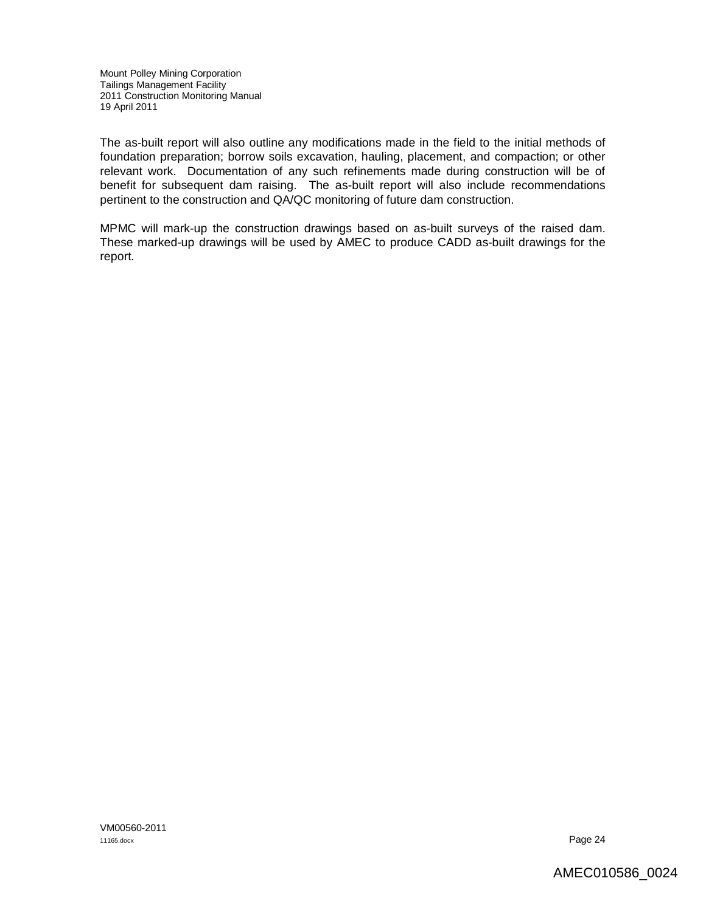The as-built report will also outline any modifications made in the field to the initial methods of foundation preparation; borrow soils excavation, hauling, placement, and compaction; or other relevant work. Documentation of any such refinements made during construction will be of benefit for subsequent dam raising. The as-built report will also include recommendations pertinent to the construction and QA/QC monitoring of future dam construction.

MPMC will mark-up the construction drawings based on as-built surveys of the raised dam. These marked-up drawings will be used by AMEC to produce CADD as-built drawings for the report.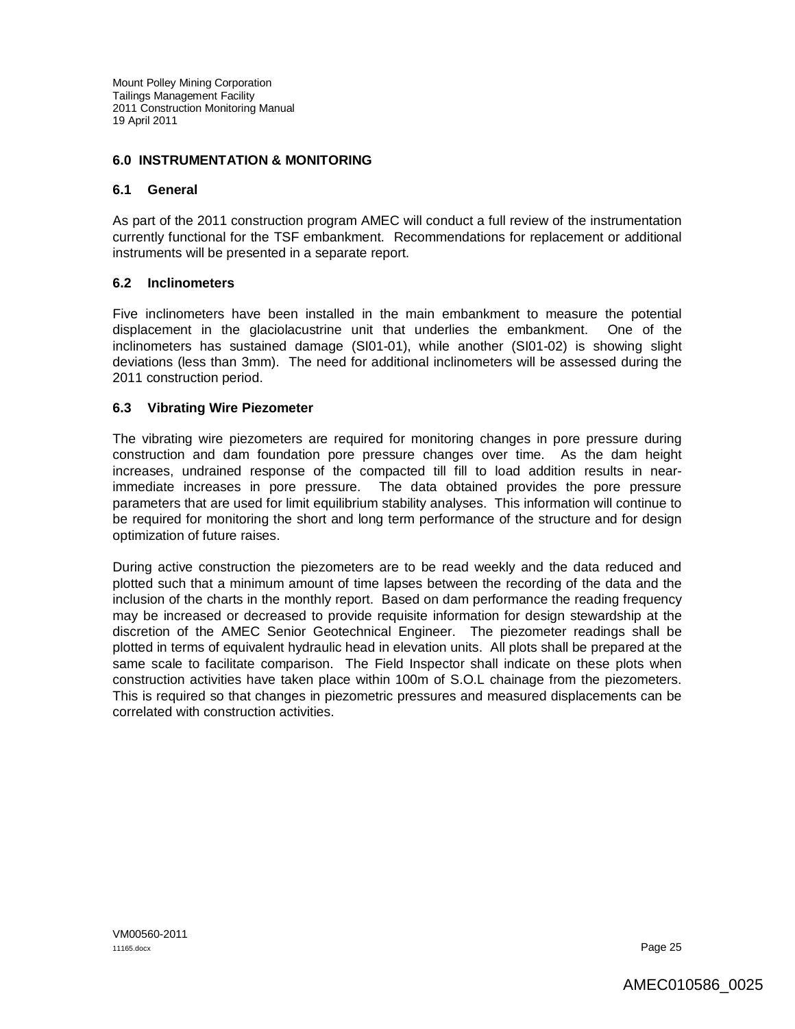## 6.0 INSTRUMENTATION & MONITORING

### 6.1 General

As part of the 2011 construction program AMEC will conduct a full review of the instrumentation currently functional for the TSF embankment. Recommendations for replacement or additional instruments will be presented in a separate report.

### 6.2 Inclinometers

Five inclinometers have been installed in the main embankment to measure the potential displacement in the glaciolacustrine unit that underlies the embankment. One of the inclinometers has sustained damage (SI01-01), while another (SI01-02) is showing slight deviations (less than 3mm). The need for additional inclinometers will be assessed during the 2011 construction period.

### 6.3 Vibrating Wire Piezometer

The vibrating wire piezometers are required for monitoring changes in pore pressure during construction and dam foundation pore pressure changes over time. As the dam height increases, undrained response of the compacted till fill to load addition results in near-immediate increases in pore pressure. The data obtained provides the pore pressure parameters that are used for limit equilibrium stability analyses. This information will continue to be required for monitoring the short and long term performance of the structure and for design optimization of future raises.

During active construction the piezometers are to be read weekly and the data reduced and plotted such that a minimum amount of time lapses between the recording of the data and the inclusion of the charts in the monthly report. Based on dam performance the reading frequency may be increased or decreased to provide requisite information for design stewardship at the discretion of the AMEC Senior Geotechnical Engineer. The piezometer readings shall be plotted in terms of equivalent hydraulic head in elevation units. All plots shall be prepared at the same scale to facilitate comparison. The Field Inspector shall indicate on these plots when construction activities have taken place within 100m of S.O.L chainage from the piezometers. This is required so that changes in piezometric pressures and measured displacements can be correlated with construction activities.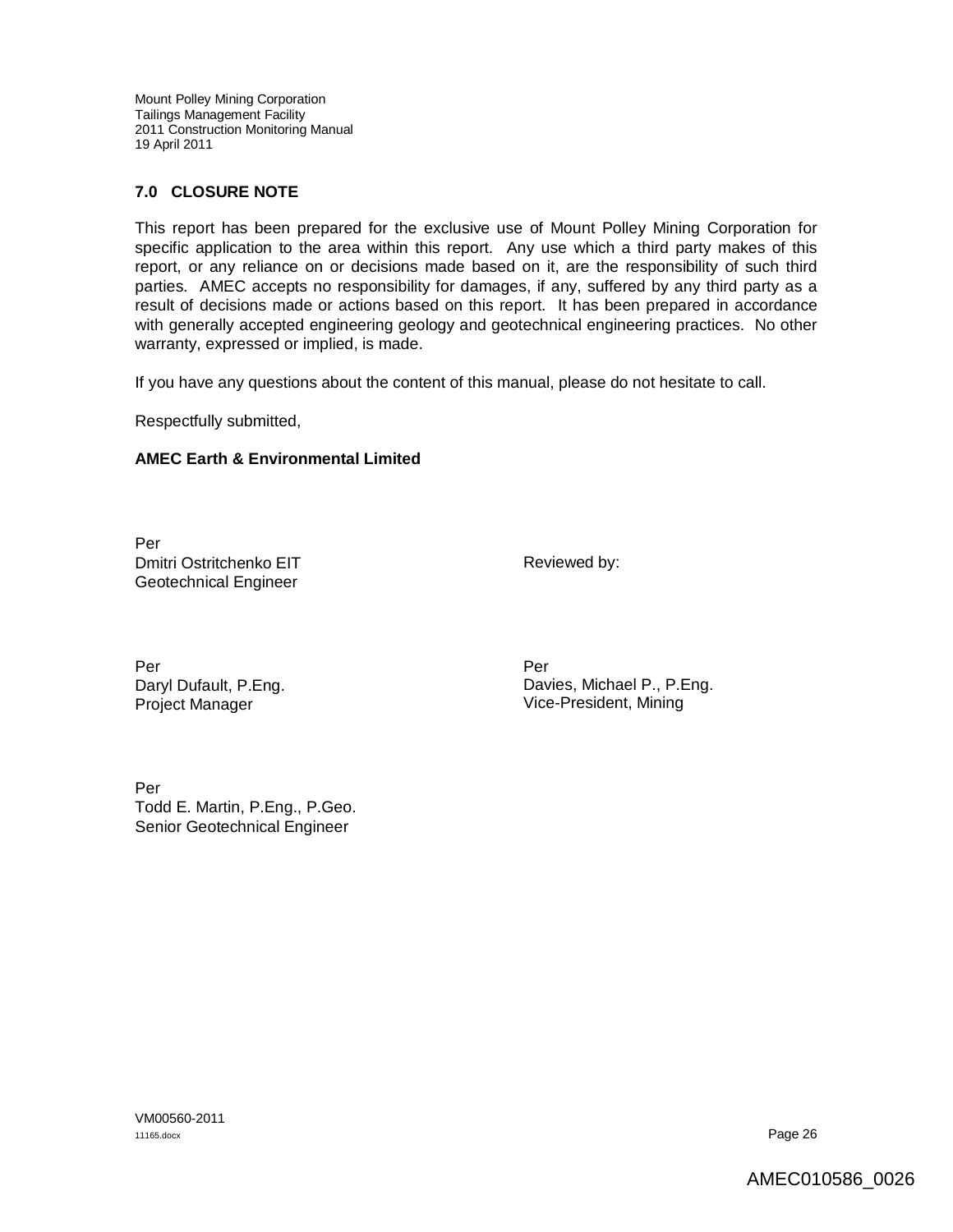## 7.0 CLOSURE NOTE

This report has been prepared for the exclusive use of Mount Polley Mining Corporation for specific application to the area within this report. Any use which a third party makes of this report, or any reliance on or decisions made based on it, are the responsibility of such third parties. AMEC accepts no responsibility for damages, if any, suffered by any third party as a result of decisions made or actions based on this report. It has been prepared in accordance with generally accepted engineering geology and geotechnical engineering practices. No other warranty, expressed or implied, is made.

If you have any questions about the content of this manual, please do not hesitate to call.

Respectfully submitted,

**AMEC Earth & Environmental Limited**

Per
Dmitri Ostritchenko EIT
Geotechnical Engineer

Reviewed by:

Per
Daryl Dufault, P.Eng.
Project Manager

Per
Davies, Michael P., P.Eng.
Vice-President, Mining

Per
Todd E. Martin, P.Eng., P.Geo.
Senior Geotechnical Engineer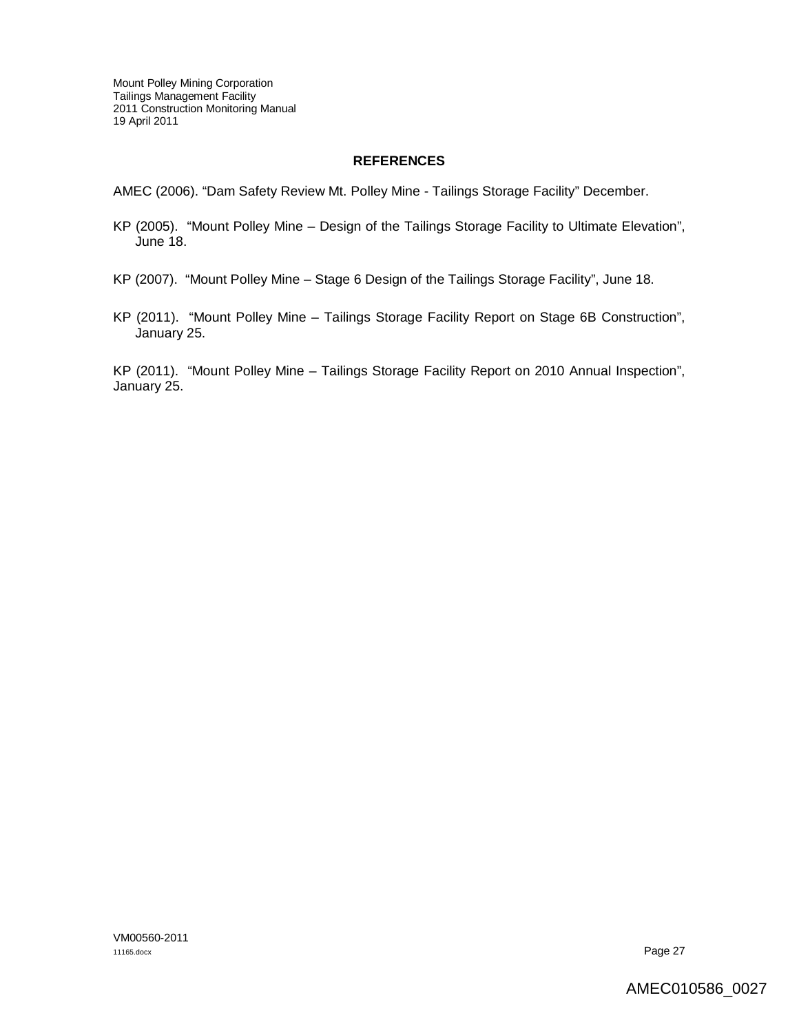## REFERENCES

AMEC (2006). "Dam Safety Review Mt. Polley Mine - Tailings Storage Facility" December.

KP (2005). "Mount Polley Mine – Design of the Tailings Storage Facility to Ultimate Elevation", June 18.

KP (2007). "Mount Polley Mine – Stage 6 Design of the Tailings Storage Facility", June 18.

KP (2011). "Mount Polley Mine – Tailings Storage Facility Report on Stage 6B Construction", January 25.

KP (2011). "Mount Polley Mine – Tailings Storage Facility Report on 2010 Annual Inspection", January 25.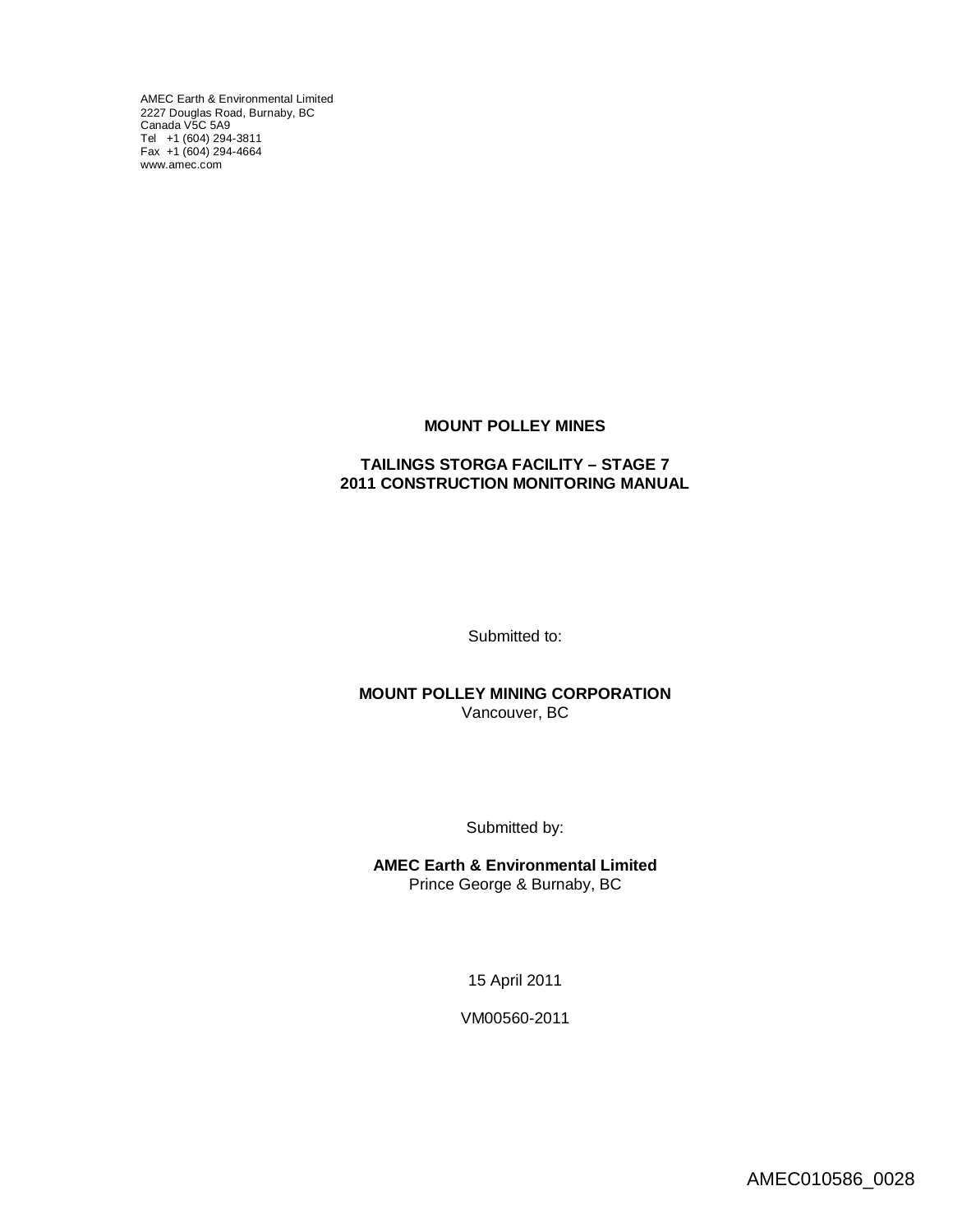AMEC Earth & Environmental Limited
2227 Douglas Road, Burnaby, BC
Canada V5C 5A9
Tel +1 (604) 294-3811
Fax +1 (604) 294-4664
www.amec.com

**MOUNT POLLEY MINES**

**TAILINGS STORGA FACILITY – STAGE 7**
**2011 CONSTRUCTION MONITORING MANUAL**

Submitted to:

**MOUNT POLLEY MINING CORPORATION**
Vancouver, BC

Submitted by:

**AMEC Earth & Environmental Limited**
Prince George & Burnaby, BC

15 April 2011

VM00560-2011

AMEC010586_0028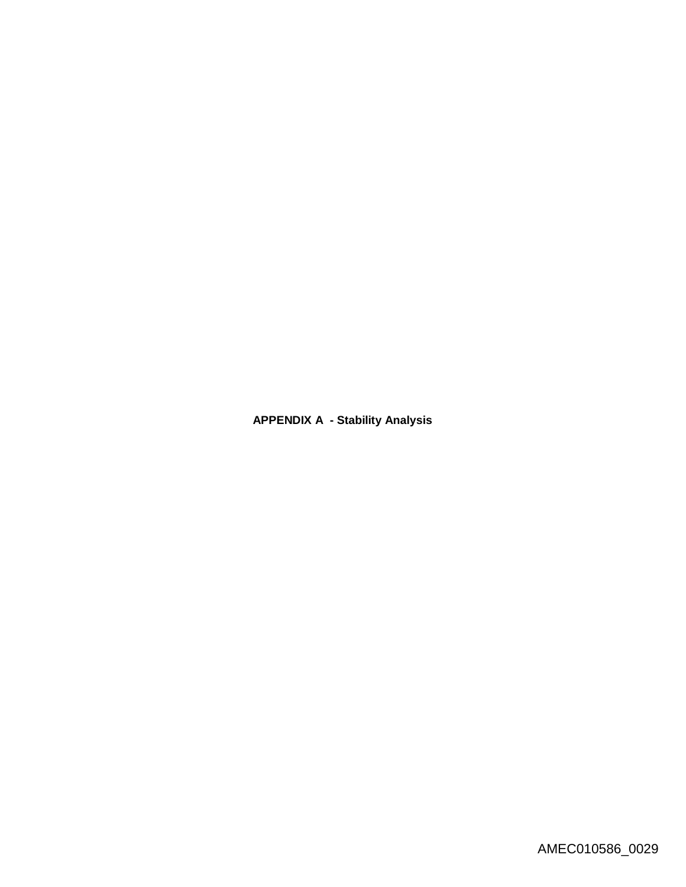**APPENDIX A - Stability Analysis**

AMEC010586_0029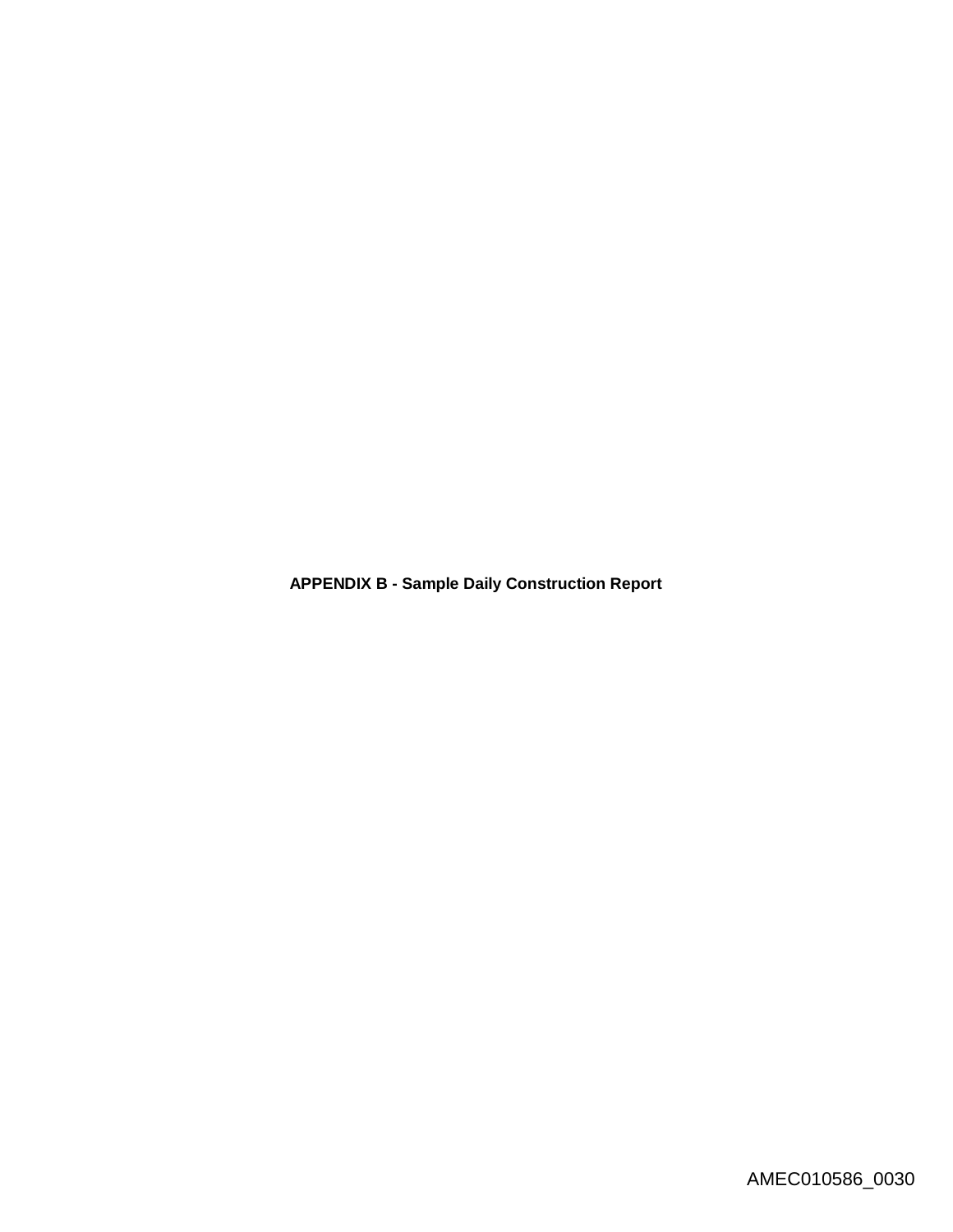**APPENDIX B - Sample Daily Construction Report**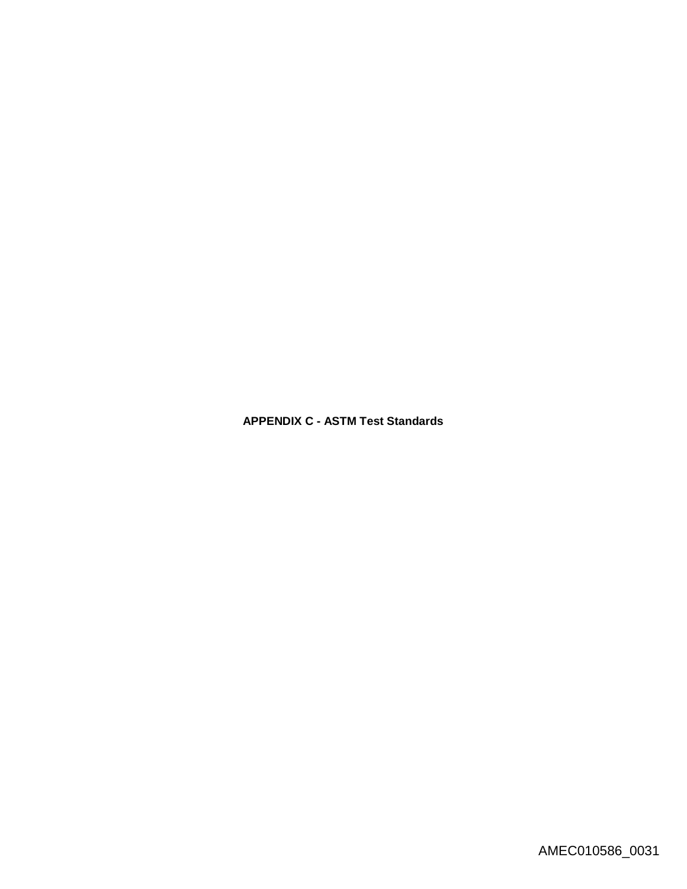**APPENDIX C - ASTM Test Standards**